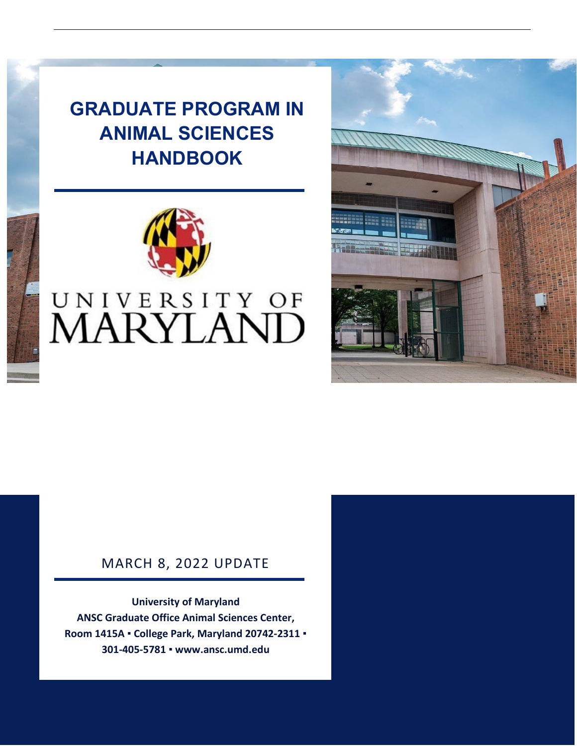# GRADUATE PROGRAM IN ANIMAL SCIENCES HANDBOOK

UNIVERSITY OF MARYLAND

MARCH 8, 2022 UPDATE

**University of Maryland**
**ANSC Graduate Office Animal Sciences Center,**
**Room 1415A ▪ College Park, Maryland 20742-2311 ▪**
**301-405-5781 ▪ www.ansc.umd.edu**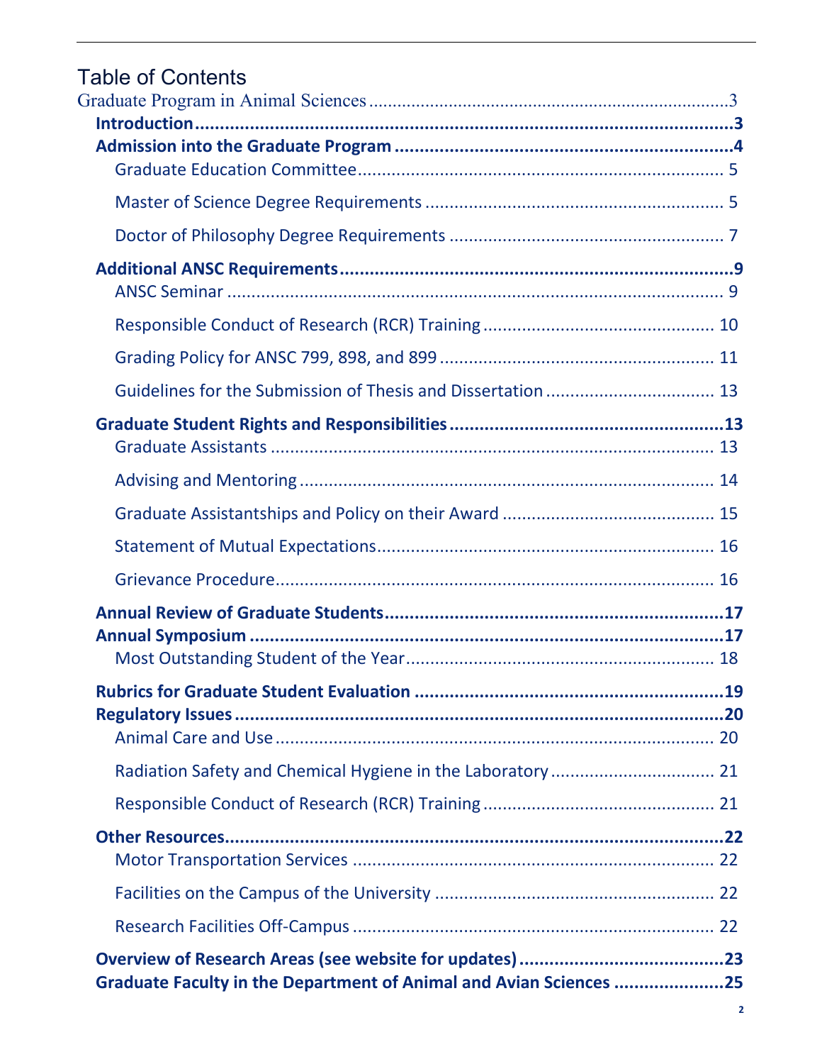# Table of Contents

Graduate Program in Animal Sciences ....... 3

- **Introduction** ....... **3**
- **Admission into the Graduate Program** ....... **4**
  - Graduate Education Committee ....... 5
  - Master of Science Degree Requirements ....... 5
  - Doctor of Philosophy Degree Requirements ....... 7
- **Additional ANSC Requirements** ....... **9**
  - ANSC Seminar ....... 9
  - Responsible Conduct of Research (RCR) Training ....... 10
  - Grading Policy for ANSC 799, 898, and 899 ....... 11
  - Guidelines for the Submission of Thesis and Dissertation ....... 13
- **Graduate Student Rights and Responsibilities** ....... **13**
  - Graduate Assistants ....... 13
  - Advising and Mentoring ....... 14
  - Graduate Assistantships and Policy on their Award ....... 15
  - Statement of Mutual Expectations ....... 16
  - Grievance Procedure ....... 16
- **Annual Review of Graduate Students** ....... **17**
- **Annual Symposium** ....... **17**
  - Most Outstanding Student of the Year ....... 18
- **Rubrics for Graduate Student Evaluation** ....... **19**
- **Regulatory Issues** ....... **20**
  - Animal Care and Use ....... 20
  - Radiation Safety and Chemical Hygiene in the Laboratory ....... 21
  - Responsible Conduct of Research (RCR) Training ....... 21
- **Other Resources** ....... **22**
  - Motor Transportation Services ....... 22
  - Facilities on the Campus of the University ....... 22
  - Research Facilities Off-Campus ....... 22
- **Overview of Research Areas (see website for updates)** ....... **23**
- **Graduate Faculty in the Department of Animal and Avian Sciences** ....... **25**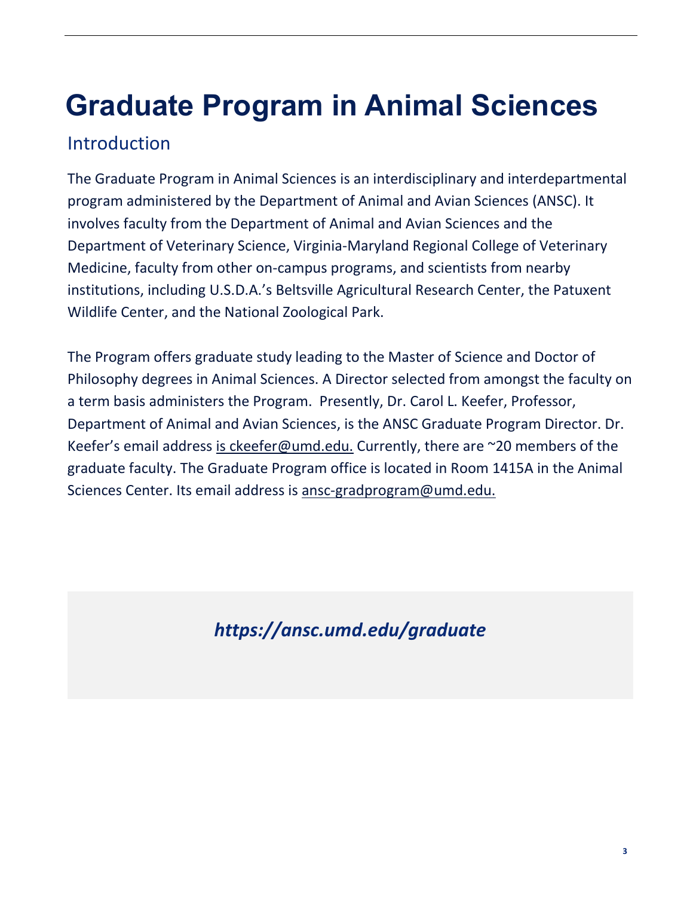# Graduate Program in Animal Sciences

## Introduction

The Graduate Program in Animal Sciences is an interdisciplinary and interdepartmental program administered by the Department of Animal and Avian Sciences (ANSC). It involves faculty from the Department of Animal and Avian Sciences and the Department of Veterinary Science, Virginia-Maryland Regional College of Veterinary Medicine, faculty from other on-campus programs, and scientists from nearby institutions, including U.S.D.A.'s Beltsville Agricultural Research Center, the Patuxent Wildlife Center, and the National Zoological Park.

The Program offers graduate study leading to the Master of Science and Doctor of Philosophy degrees in Animal Sciences. A Director selected from amongst the faculty on a term basis administers the Program. Presently, Dr. Carol L. Keefer, Professor, Department of Animal and Avian Sciences, is the ANSC Graduate Program Director. Dr. Keefer's email address is ckeefer@umd.edu. Currently, there are ~20 members of the graduate faculty. The Graduate Program office is located in Room 1415A in the Animal Sciences Center. Its email address is ansc-gradprogram@umd.edu.

***https://ansc.umd.edu/graduate***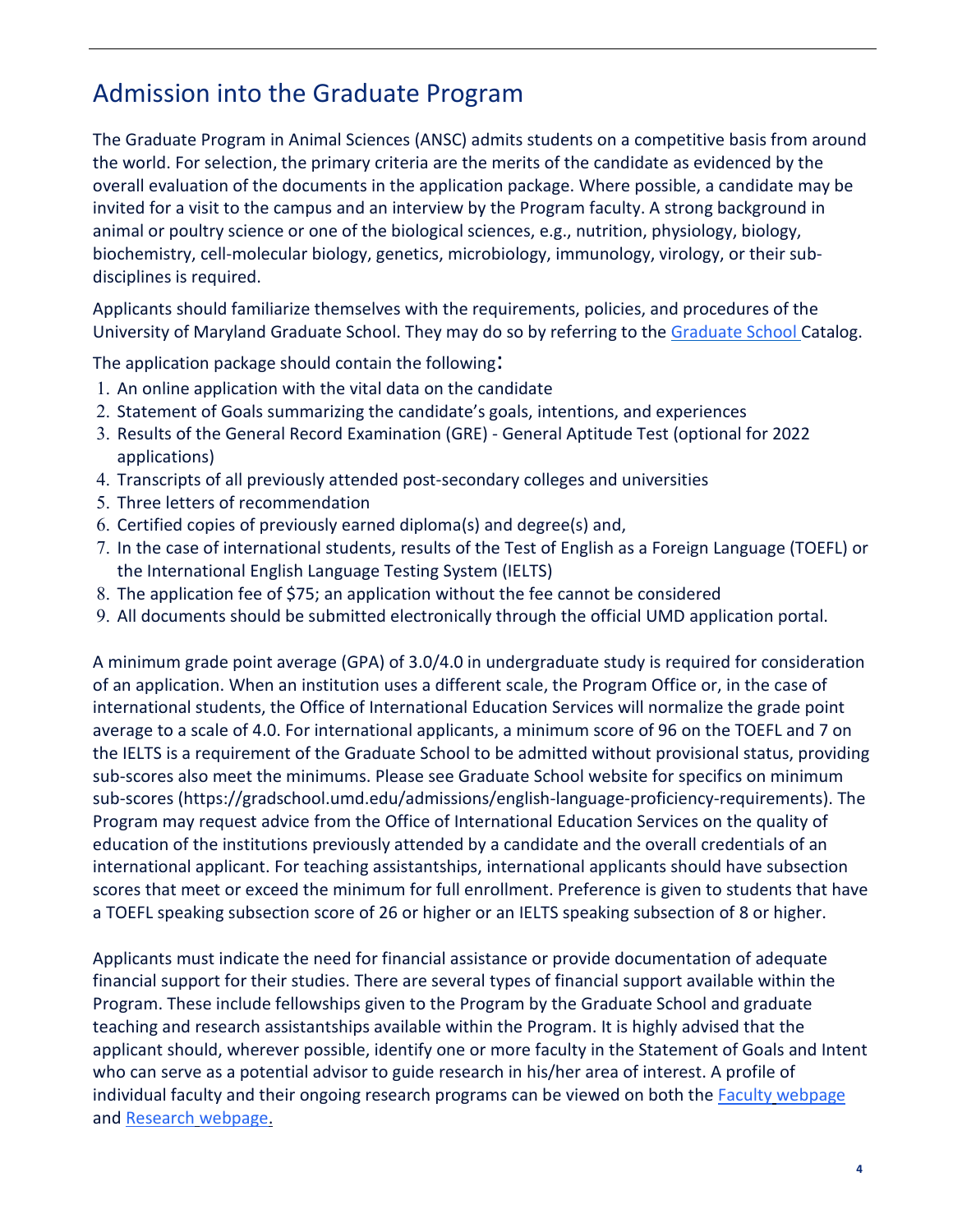# Admission into the Graduate Program

The Graduate Program in Animal Sciences (ANSC) admits students on a competitive basis from around the world. For selection, the primary criteria are the merits of the candidate as evidenced by the overall evaluation of the documents in the application package. Where possible, a candidate may be invited for a visit to the campus and an interview by the Program faculty. A strong background in animal or poultry science or one of the biological sciences, e.g., nutrition, physiology, biology, biochemistry, cell-molecular biology, genetics, microbiology, immunology, virology, or their sub-disciplines is required.

Applicants should familiarize themselves with the requirements, policies, and procedures of the University of Maryland Graduate School. They may do so by referring to the Graduate School Catalog.

The application package should contain the following:

1. An online application with the vital data on the candidate
2. Statement of Goals summarizing the candidate's goals, intentions, and experiences
3. Results of the General Record Examination (GRE) - General Aptitude Test (optional for 2022 applications)
4. Transcripts of all previously attended post-secondary colleges and universities
5. Three letters of recommendation
6. Certified copies of previously earned diploma(s) and degree(s) and,
7. In the case of international students, results of the Test of English as a Foreign Language (TOEFL) or the International English Language Testing System (IELTS)
8. The application fee of $75; an application without the fee cannot be considered
9. All documents should be submitted electronically through the official UMD application portal.

A minimum grade point average (GPA) of 3.0/4.0 in undergraduate study is required for consideration of an application. When an institution uses a different scale, the Program Office or, in the case of international students, the Office of International Education Services will normalize the grade point average to a scale of 4.0. For international applicants, a minimum score of 96 on the TOEFL and 7 on the IELTS is a requirement of the Graduate School to be admitted without provisional status, providing sub-scores also meet the minimums. Please see Graduate School website for specifics on minimum sub-scores (https://gradschool.umd.edu/admissions/english-language-proficiency-requirements). The Program may request advice from the Office of International Education Services on the quality of education of the institutions previously attended by a candidate and the overall credentials of an international applicant. For teaching assistantships, international applicants should have subsection scores that meet or exceed the minimum for full enrollment. Preference is given to students that have a TOEFL speaking subsection score of 26 or higher or an IELTS speaking subsection of 8 or higher.

Applicants must indicate the need for financial assistance or provide documentation of adequate financial support for their studies. There are several types of financial support available within the Program. These include fellowships given to the Program by the Graduate School and graduate teaching and research assistantships available within the Program. It is highly advised that the applicant should, wherever possible, identify one or more faculty in the Statement of Goals and Intent who can serve as a potential advisor to guide research in his/her area of interest. A profile of individual faculty and their ongoing research programs can be viewed on both the Faculty webpage and Research webpage.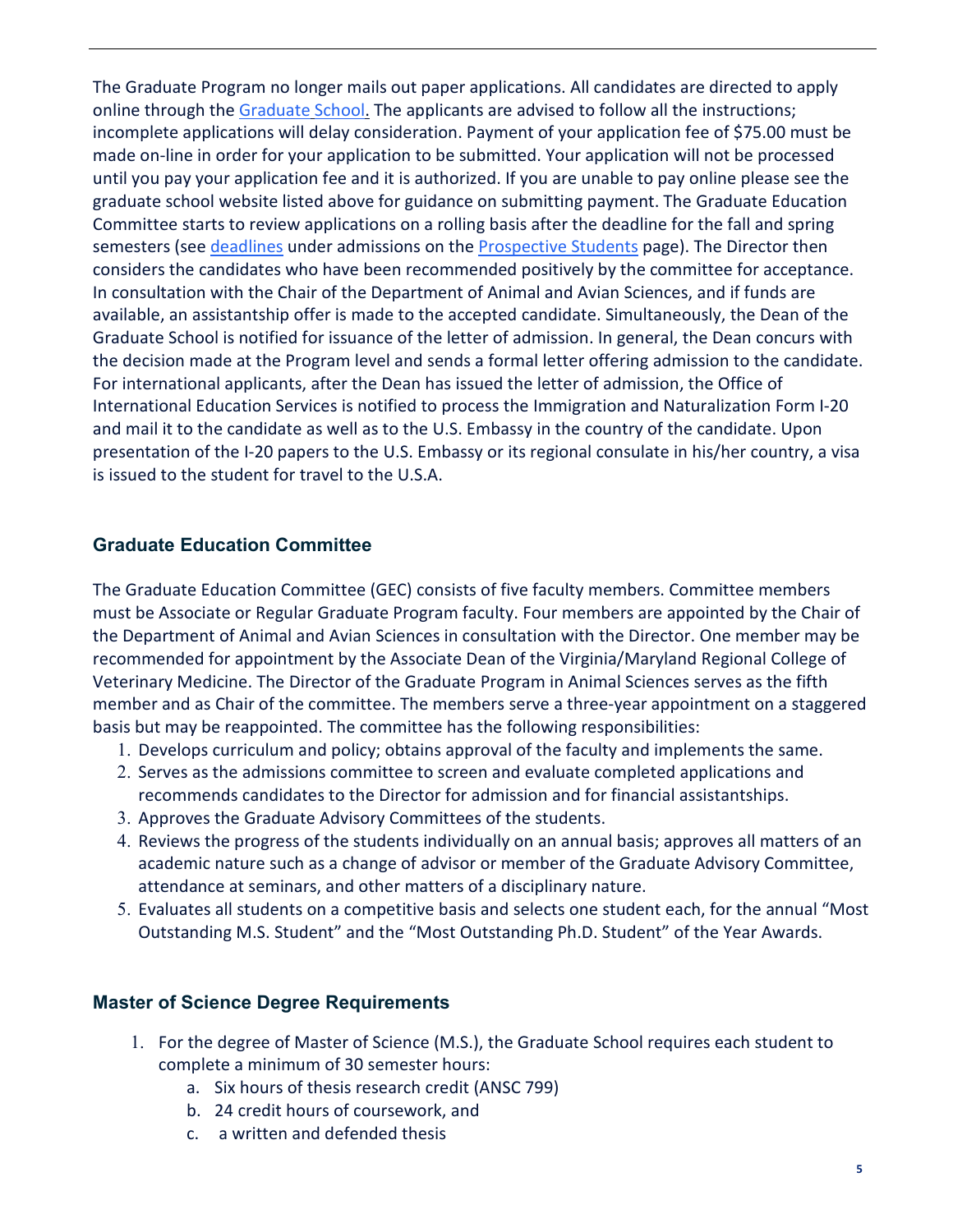The Graduate Program no longer mails out paper applications. All candidates are directed to apply online through the Graduate School. The applicants are advised to follow all the instructions; incomplete applications will delay consideration. Payment of your application fee of $75.00 must be made on-line in order for your application to be submitted. Your application will not be processed until you pay your application fee and it is authorized. If you are unable to pay online please see the graduate school website listed above for guidance on submitting payment. The Graduate Education Committee starts to review applications on a rolling basis after the deadline for the fall and spring semesters (see deadlines under admissions on the Prospective Students page). The Director then considers the candidates who have been recommended positively by the committee for acceptance. In consultation with the Chair of the Department of Animal and Avian Sciences, and if funds are available, an assistantship offer is made to the accepted candidate. Simultaneously, the Dean of the Graduate School is notified for issuance of the letter of admission. In general, the Dean concurs with the decision made at the Program level and sends a formal letter offering admission to the candidate. For international applicants, after the Dean has issued the letter of admission, the Office of International Education Services is notified to process the Immigration and Naturalization Form I-20 and mail it to the candidate as well as to the U.S. Embassy in the country of the candidate. Upon presentation of the I-20 papers to the U.S. Embassy or its regional consulate in his/her country, a visa is issued to the student for travel to the U.S.A.

## Graduate Education Committee

The Graduate Education Committee (GEC) consists of five faculty members. Committee members must be Associate or Regular Graduate Program faculty. Four members are appointed by the Chair of the Department of Animal and Avian Sciences in consultation with the Director. One member may be recommended for appointment by the Associate Dean of the Virginia/Maryland Regional College of Veterinary Medicine. The Director of the Graduate Program in Animal Sciences serves as the fifth member and as Chair of the committee. The members serve a three-year appointment on a staggered basis but may be reappointed. The committee has the following responsibilities:

1. Develops curriculum and policy; obtains approval of the faculty and implements the same.
2. Serves as the admissions committee to screen and evaluate completed applications and recommends candidates to the Director for admission and for financial assistantships.
3. Approves the Graduate Advisory Committees of the students.
4. Reviews the progress of the students individually on an annual basis; approves all matters of an academic nature such as a change of advisor or member of the Graduate Advisory Committee, attendance at seminars, and other matters of a disciplinary nature.
5. Evaluates all students on a competitive basis and selects one student each, for the annual "Most Outstanding M.S. Student" and the "Most Outstanding Ph.D. Student" of the Year Awards.

## Master of Science Degree Requirements

1. For the degree of Master of Science (M.S.), the Graduate School requires each student to complete a minimum of 30 semester hours:
   a. Six hours of thesis research credit (ANSC 799)
   b. 24 credit hours of coursework, and
   c. a written and defended thesis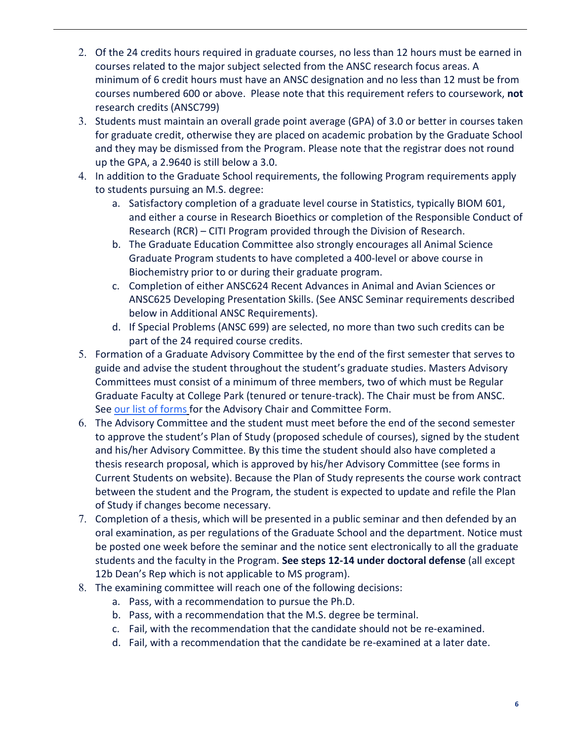2. Of the 24 credits hours required in graduate courses, no less than 12 hours must be earned in courses related to the major subject selected from the ANSC research focus areas. A minimum of 6 credit hours must have an ANSC designation and no less than 12 must be from courses numbered 600 or above. Please note that this requirement refers to coursework, **not** research credits (ANSC799)
3. Students must maintain an overall grade point average (GPA) of 3.0 or better in courses taken for graduate credit, otherwise they are placed on academic probation by the Graduate School and they may be dismissed from the Program. Please note that the registrar does not round up the GPA, a 2.9640 is still below a 3.0.
4. In addition to the Graduate School requirements, the following Program requirements apply to students pursuing an M.S. degree:
    a. Satisfactory completion of a graduate level course in Statistics, typically BIOM 601, and either a course in Research Bioethics or completion of the Responsible Conduct of Research (RCR) – CITI Program provided through the Division of Research.
    b. The Graduate Education Committee also strongly encourages all Animal Science Graduate Program students to have completed a 400-level or above course in Biochemistry prior to or during their graduate program.
    c. Completion of either ANSC624 Recent Advances in Animal and Avian Sciences or ANSC625 Developing Presentation Skills. (See ANSC Seminar requirements described below in Additional ANSC Requirements).
    d. If Special Problems (ANSC 699) are selected, no more than two such credits can be part of the 24 required course credits.
5. Formation of a Graduate Advisory Committee by the end of the first semester that serves to guide and advise the student throughout the student's graduate studies. Masters Advisory Committees must consist of a minimum of three members, two of which must be Regular Graduate Faculty at College Park (tenured or tenure-track). The Chair must be from ANSC. See our list of forms for the Advisory Chair and Committee Form.
6. The Advisory Committee and the student must meet before the end of the second semester to approve the student's Plan of Study (proposed schedule of courses), signed by the student and his/her Advisory Committee. By this time the student should also have completed a thesis research proposal, which is approved by his/her Advisory Committee (see forms in Current Students on website). Because the Plan of Study represents the course work contract between the student and the Program, the student is expected to update and refile the Plan of Study if changes become necessary.
7. Completion of a thesis, which will be presented in a public seminar and then defended by an oral examination, as per regulations of the Graduate School and the department. Notice must be posted one week before the seminar and the notice sent electronically to all the graduate students and the faculty in the Program. **See steps 12-14 under doctoral defense** (all except 12b Dean's Rep which is not applicable to MS program).
8. The examining committee will reach one of the following decisions:
    a. Pass, with a recommendation to pursue the Ph.D.
    b. Pass, with a recommendation that the M.S. degree be terminal.
    c. Fail, with the recommendation that the candidate should not be re-examined.
    d. Fail, with a recommendation that the candidate be re-examined at a later date.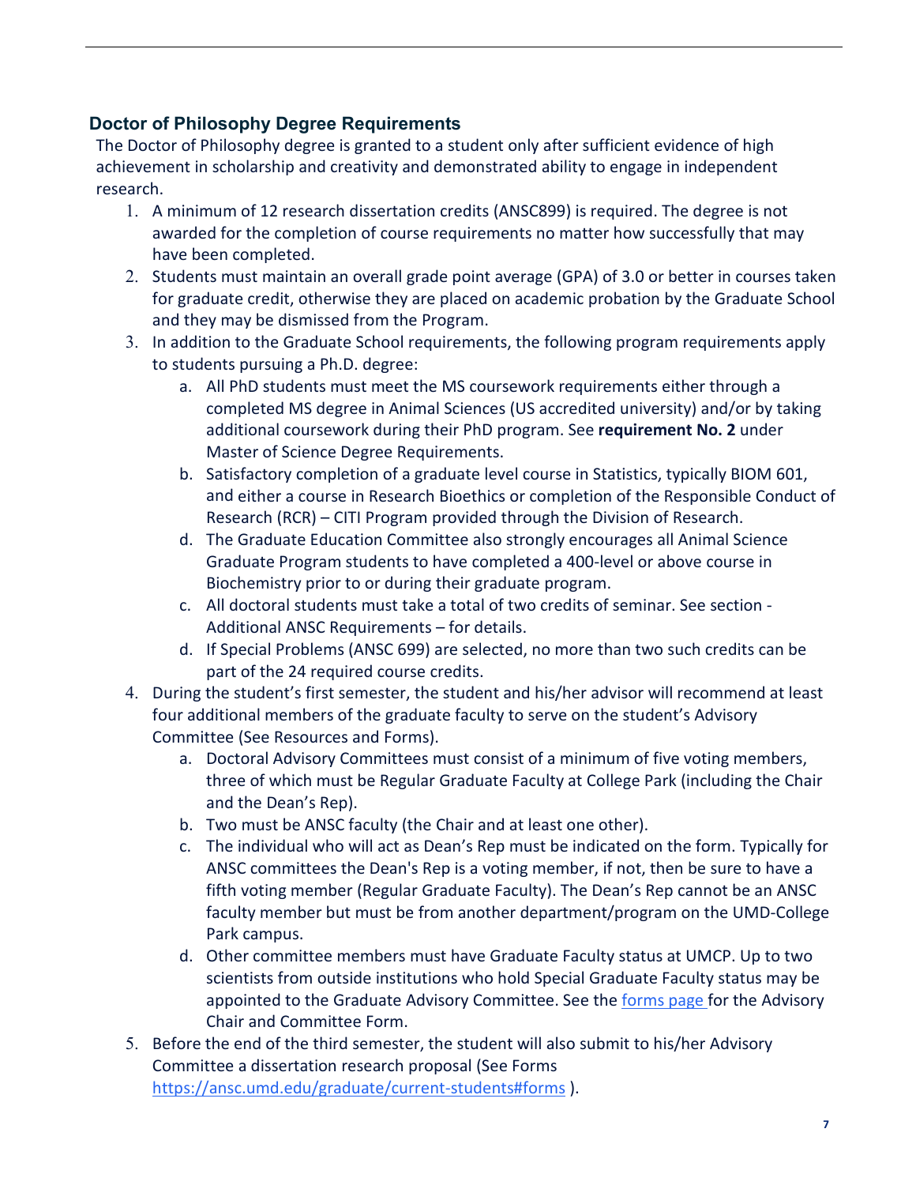## Doctor of Philosophy Degree Requirements

The Doctor of Philosophy degree is granted to a student only after sufficient evidence of high achievement in scholarship and creativity and demonstrated ability to engage in independent research.

1. A minimum of 12 research dissertation credits (ANSC899) is required. The degree is not awarded for the completion of course requirements no matter how successfully that may have been completed.
2. Students must maintain an overall grade point average (GPA) of 3.0 or better in courses taken for graduate credit, otherwise they are placed on academic probation by the Graduate School and they may be dismissed from the Program.
3. In addition to the Graduate School requirements, the following program requirements apply to students pursuing a Ph.D. degree:
    a. All PhD students must meet the MS coursework requirements either through a completed MS degree in Animal Sciences (US accredited university) and/or by taking additional coursework during their PhD program. See **requirement No. 2** under Master of Science Degree Requirements.
    b. Satisfactory completion of a graduate level course in Statistics, typically BIOM 601, and either a course in Research Bioethics or completion of the Responsible Conduct of Research (RCR) – CITI Program provided through the Division of Research.
    d. The Graduate Education Committee also strongly encourages all Animal Science Graduate Program students to have completed a 400-level or above course in Biochemistry prior to or during their graduate program.
    c. All doctoral students must take a total of two credits of seminar. See section - Additional ANSC Requirements – for details.
    d. If Special Problems (ANSC 699) are selected, no more than two such credits can be part of the 24 required course credits.
4. During the student's first semester, the student and his/her advisor will recommend at least four additional members of the graduate faculty to serve on the student's Advisory Committee (See Resources and Forms).
    a. Doctoral Advisory Committees must consist of a minimum of five voting members, three of which must be Regular Graduate Faculty at College Park (including the Chair and the Dean's Rep).
    b. Two must be ANSC faculty (the Chair and at least one other).
    c. The individual who will act as Dean's Rep must be indicated on the form. Typically for ANSC committees the Dean's Rep is a voting member, if not, then be sure to have a fifth voting member (Regular Graduate Faculty). The Dean's Rep cannot be an ANSC faculty member but must be from another department/program on the UMD-College Park campus.
    d. Other committee members must have Graduate Faculty status at UMCP. Up to two scientists from outside institutions who hold Special Graduate Faculty status may be appointed to the Graduate Advisory Committee. See the [forms page](https://ansc.umd.edu/graduate/current-students#forms) for the Advisory Chair and Committee Form.
5. Before the end of the third semester, the student will also submit to his/her Advisory Committee a dissertation research proposal (See Forms https://ansc.umd.edu/graduate/current-students#forms ).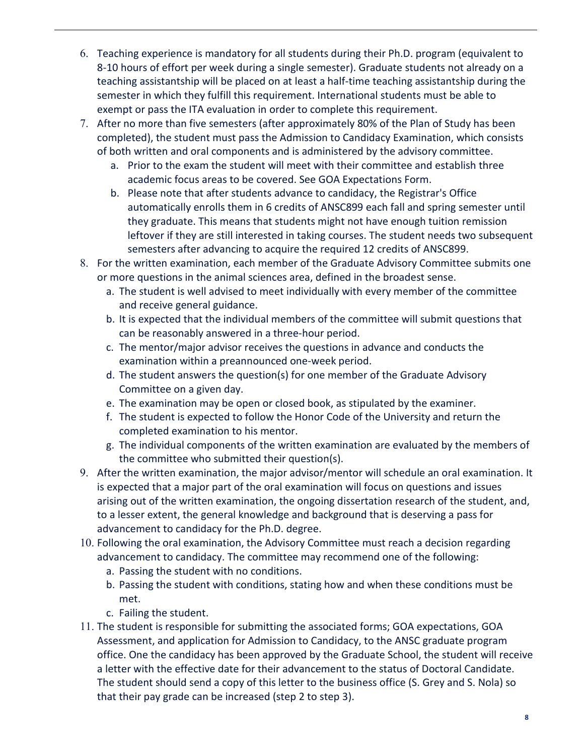6. Teaching experience is mandatory for all students during their Ph.D. program (equivalent to 8-10 hours of effort per week during a single semester). Graduate students not already on a teaching assistantship will be placed on at least a half-time teaching assistantship during the semester in which they fulfill this requirement. International students must be able to exempt or pass the ITA evaluation in order to complete this requirement.
7. After no more than five semesters (after approximately 80% of the Plan of Study has been completed), the student must pass the Admission to Candidacy Examination, which consists of both written and oral components and is administered by the advisory committee.
   a. Prior to the exam the student will meet with their committee and establish three academic focus areas to be covered. See GOA Expectations Form.
   b. Please note that after students advance to candidacy, the Registrar's Office automatically enrolls them in 6 credits of ANSC899 each fall and spring semester until they graduate. This means that students might not have enough tuition remission leftover if they are still interested in taking courses. The student needs two subsequent semesters after advancing to acquire the required 12 credits of ANSC899.
8. For the written examination, each member of the Graduate Advisory Committee submits one or more questions in the animal sciences area, defined in the broadest sense.
   a. The student is well advised to meet individually with every member of the committee and receive general guidance.
   b. It is expected that the individual members of the committee will submit questions that can be reasonably answered in a three-hour period.
   c. The mentor/major advisor receives the questions in advance and conducts the examination within a preannounced one-week period.
   d. The student answers the question(s) for one member of the Graduate Advisory Committee on a given day.
   e. The examination may be open or closed book, as stipulated by the examiner.
   f. The student is expected to follow the Honor Code of the University and return the completed examination to his mentor.
   g. The individual components of the written examination are evaluated by the members of the committee who submitted their question(s).
9. After the written examination, the major advisor/mentor will schedule an oral examination. It is expected that a major part of the oral examination will focus on questions and issues arising out of the written examination, the ongoing dissertation research of the student, and, to a lesser extent, the general knowledge and background that is deserving a pass for advancement to candidacy for the Ph.D. degree.
10. Following the oral examination, the Advisory Committee must reach a decision regarding advancement to candidacy. The committee may recommend one of the following:
    a. Passing the student with no conditions.
    b. Passing the student with conditions, stating how and when these conditions must be met.
    c. Failing the student.
11. The student is responsible for submitting the associated forms; GOA expectations, GOA Assessment, and application for Admission to Candidacy, to the ANSC graduate program office. One the candidacy has been approved by the Graduate School, the student will receive a letter with the effective date for their advancement to the status of Doctoral Candidate. The student should send a copy of this letter to the business office (S. Grey and S. Nola) so that their pay grade can be increased (step 2 to step 3).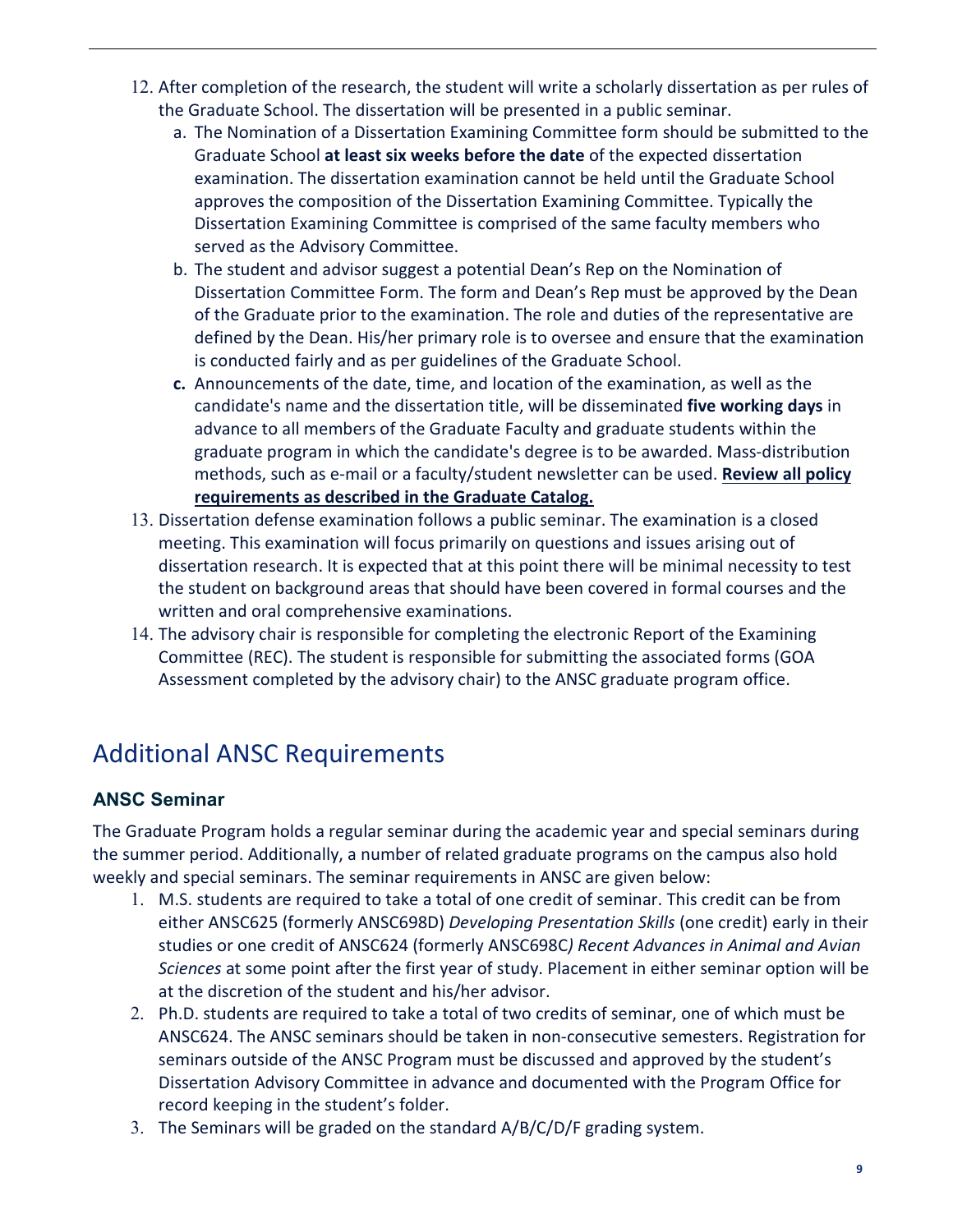12. After completion of the research, the student will write a scholarly dissertation as per rules of the Graduate School. The dissertation will be presented in a public seminar.
    a. The Nomination of a Dissertation Examining Committee form should be submitted to the Graduate School **at least six weeks before the date** of the expected dissertation examination. The dissertation examination cannot be held until the Graduate School approves the composition of the Dissertation Examining Committee. Typically the Dissertation Examining Committee is comprised of the same faculty members who served as the Advisory Committee.
    b. The student and advisor suggest a potential Dean's Rep on the Nomination of Dissertation Committee Form. The form and Dean's Rep must be approved by the Dean of the Graduate prior to the examination. The role and duties of the representative are defined by the Dean. His/her primary role is to oversee and ensure that the examination is conducted fairly and as per guidelines of the Graduate School.
    **c.** Announcements of the date, time, and location of the examination, as well as the candidate's name and the dissertation title, will be disseminated **five working days** in advance to all members of the Graduate Faculty and graduate students within the graduate program in which the candidate's degree is to be awarded. Mass-distribution methods, such as e-mail or a faculty/student newsletter can be used. **Review all policy requirements as described in the Graduate Catalog.**
13. Dissertation defense examination follows a public seminar. The examination is a closed meeting. This examination will focus primarily on questions and issues arising out of dissertation research. It is expected that at this point there will be minimal necessity to test the student on background areas that should have been covered in formal courses and the written and oral comprehensive examinations.
14. The advisory chair is responsible for completing the electronic Report of the Examining Committee (REC). The student is responsible for submitting the associated forms (GOA Assessment completed by the advisory chair) to the ANSC graduate program office.

## Additional ANSC Requirements

### ANSC Seminar

The Graduate Program holds a regular seminar during the academic year and special seminars during the summer period. Additionally, a number of related graduate programs on the campus also hold weekly and special seminars. The seminar requirements in ANSC are given below:

1. M.S. students are required to take a total of one credit of seminar. This credit can be from either ANSC625 (formerly ANSC698D) *Developing Presentation Skills* (one credit) early in their studies or one credit of ANSC624 (formerly ANSC698C*) Recent Advances in Animal and Avian Sciences* at some point after the first year of study. Placement in either seminar option will be at the discretion of the student and his/her advisor.
2. Ph.D. students are required to take a total of two credits of seminar, one of which must be ANSC624. The ANSC seminars should be taken in non-consecutive semesters. Registration for seminars outside of the ANSC Program must be discussed and approved by the student's Dissertation Advisory Committee in advance and documented with the Program Office for record keeping in the student's folder.
3. The Seminars will be graded on the standard A/B/C/D/F grading system.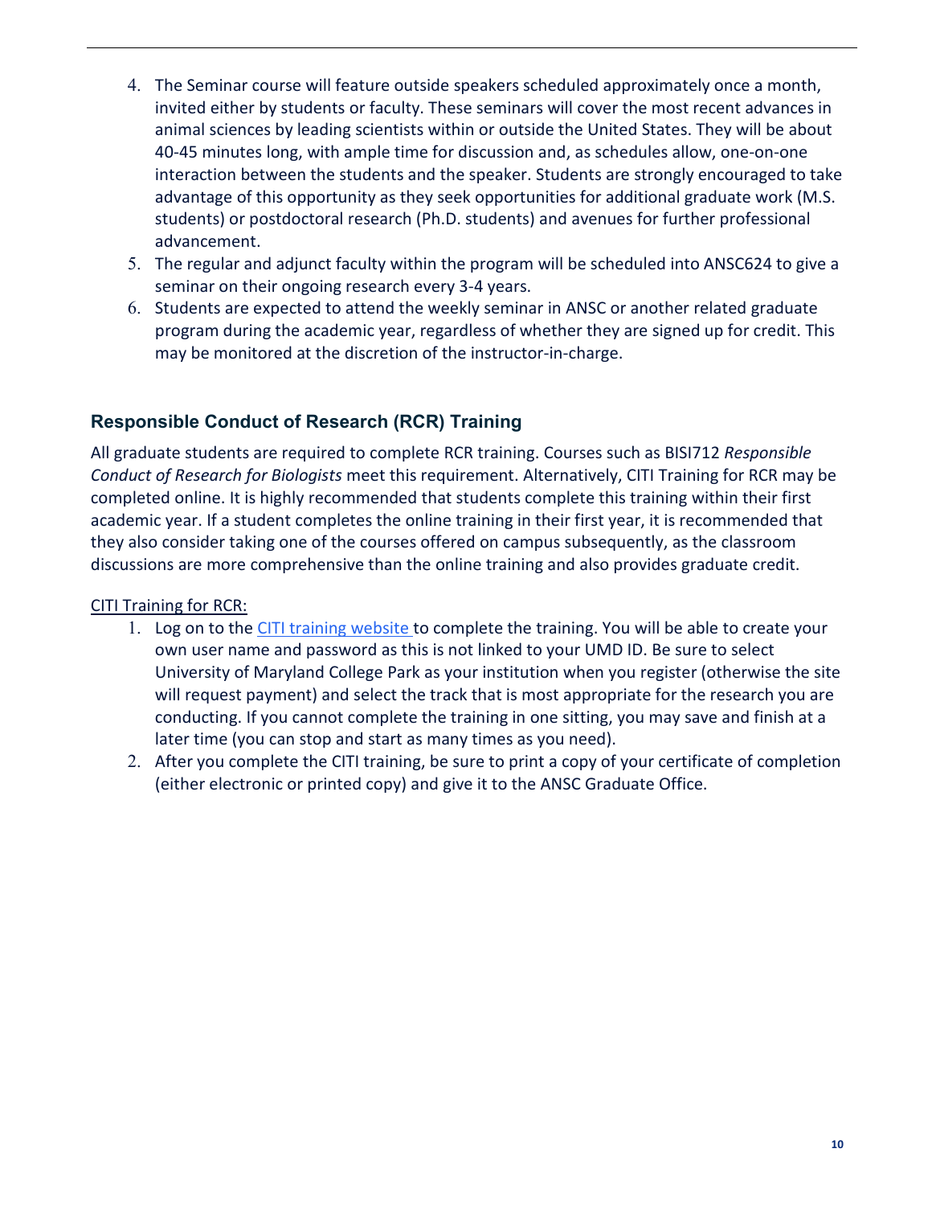4. The Seminar course will feature outside speakers scheduled approximately once a month, invited either by students or faculty. These seminars will cover the most recent advances in animal sciences by leading scientists within or outside the United States. They will be about 40-45 minutes long, with ample time for discussion and, as schedules allow, one-on-one interaction between the students and the speaker. Students are strongly encouraged to take advantage of this opportunity as they seek opportunities for additional graduate work (M.S. students) or postdoctoral research (Ph.D. students) and avenues for further professional advancement.
5. The regular and adjunct faculty within the program will be scheduled into ANSC624 to give a seminar on their ongoing research every 3-4 years.
6. Students are expected to attend the weekly seminar in ANSC or another related graduate program during the academic year, regardless of whether they are signed up for credit. This may be monitored at the discretion of the instructor-in-charge.

## Responsible Conduct of Research (RCR) Training

All graduate students are required to complete RCR training. Courses such as BISI712 *Responsible Conduct of Research for Biologists* meet this requirement. Alternatively, CITI Training for RCR may be completed online. It is highly recommended that students complete this training within their first academic year. If a student completes the online training in their first year, it is recommended that they also consider taking one of the courses offered on campus subsequently, as the classroom discussions are more comprehensive than the online training and also provides graduate credit.

<u>CITI Training for RCR:</u>

1. Log on to the CITI training website to complete the training. You will be able to create your own user name and password as this is not linked to your UMD ID. Be sure to select University of Maryland College Park as your institution when you register (otherwise the site will request payment) and select the track that is most appropriate for the research you are conducting. If you cannot complete the training in one sitting, you may save and finish at a later time (you can stop and start as many times as you need).
2. After you complete the CITI training, be sure to print a copy of your certificate of completion (either electronic or printed copy) and give it to the ANSC Graduate Office.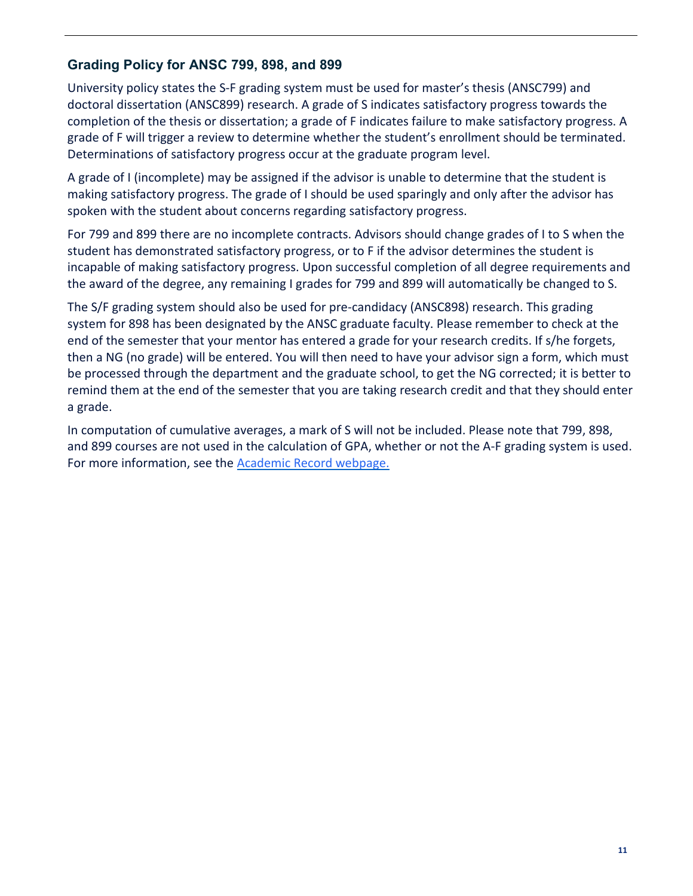## Grading Policy for ANSC 799, 898, and 899

University policy states the S-F grading system must be used for master's thesis (ANSC799) and doctoral dissertation (ANSC899) research. A grade of S indicates satisfactory progress towards the completion of the thesis or dissertation; a grade of F indicates failure to make satisfactory progress. A grade of F will trigger a review to determine whether the student's enrollment should be terminated. Determinations of satisfactory progress occur at the graduate program level.

A grade of I (incomplete) may be assigned if the advisor is unable to determine that the student is making satisfactory progress. The grade of I should be used sparingly and only after the advisor has spoken with the student about concerns regarding satisfactory progress.

For 799 and 899 there are no incomplete contracts. Advisors should change grades of I to S when the student has demonstrated satisfactory progress, or to F if the advisor determines the student is incapable of making satisfactory progress. Upon successful completion of all degree requirements and the award of the degree, any remaining I grades for 799 and 899 will automatically be changed to S.

The S/F grading system should also be used for pre-candidacy (ANSC898) research. This grading system for 898 has been designated by the ANSC graduate faculty. Please remember to check at the end of the semester that your mentor has entered a grade for your research credits. If s/he forgets, then a NG (no grade) will be entered. You will then need to have your advisor sign a form, which must be processed through the department and the graduate school, to get the NG corrected; it is better to remind them at the end of the semester that you are taking research credit and that they should enter a grade.

In computation of cumulative averages, a mark of S will not be included. Please note that 799, 898, and 899 courses are not used in the calculation of GPA, whether or not the A-F grading system is used. For more information, see the [Academic Record webpage.]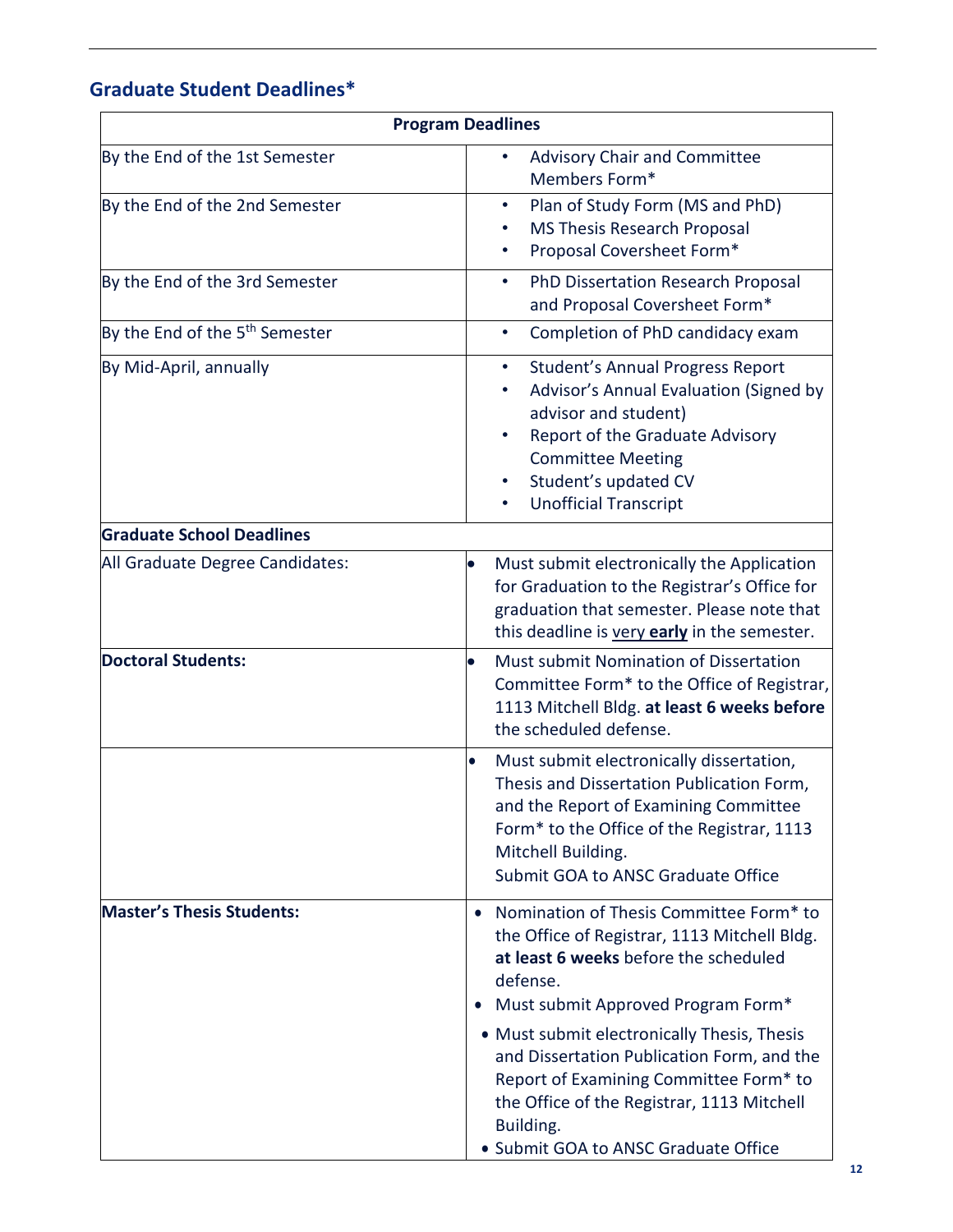## Graduate Student Deadlines*

| Program Deadlines | |
|---|---|
| By the End of the 1st Semester | • Advisory Chair and Committee Members Form* |
| By the End of the 2nd Semester | • Plan of Study Form (MS and PhD)<br>• MS Thesis Research Proposal<br>• Proposal Coversheet Form* |
| By the End of the 3rd Semester | • PhD Dissertation Research Proposal and Proposal Coversheet Form* |
| By the End of the 5th Semester | • Completion of PhD candidacy exam |
| By Mid-April, annually | • Student's Annual Progress Report<br>• Advisor's Annual Evaluation (Signed by advisor and student)<br>• Report of the Graduate Advisory Committee Meeting<br>• Student's updated CV<br>• Unofficial Transcript |
| **Graduate School Deadlines** | |
| All Graduate Degree Candidates: | • Must submit electronically the Application for Graduation to the Registrar's Office for graduation that semester. Please note that this deadline is very **early** in the semester. |
| **Doctoral Students:** | • Must submit Nomination of Dissertation Committee Form* to the Office of Registrar, 1113 Mitchell Bldg. **at least 6 weeks before** the scheduled defense. |
| | • Must submit electronically dissertation, Thesis and Dissertation Publication Form, and the Report of Examining Committee Form* to the Office of the Registrar, 1113 Mitchell Building.<br>Submit GOA to ANSC Graduate Office |
| **Master's Thesis Students:** | • Nomination of Thesis Committee Form* to the Office of Registrar, 1113 Mitchell Bldg. **at least 6 weeks** before the scheduled defense.<br>• Must submit Approved Program Form*<br>• Must submit electronically Thesis, Thesis and Dissertation Publication Form, and the Report of Examining Committee Form* to the Office of the Registrar, 1113 Mitchell Building.<br>• Submit GOA to ANSC Graduate Office |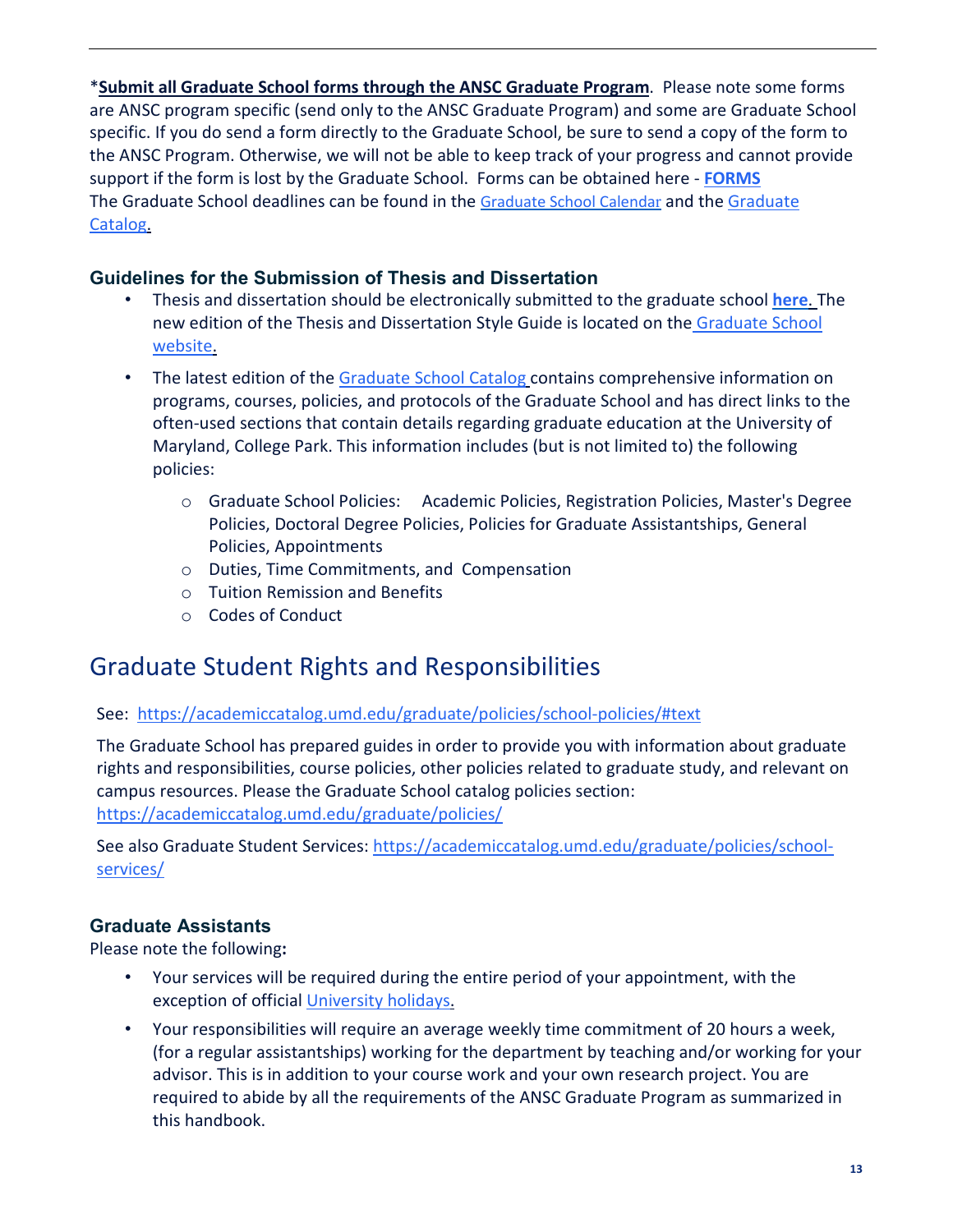*<u>**Submit all Graduate School forms through the ANSC Graduate Program**</u>. Please note some forms are ANSC program specific (send only to the ANSC Graduate Program) and some are Graduate School specific. If you do send a form directly to the Graduate School, be sure to send a copy of the form to the ANSC Program. Otherwise, we will not be able to keep track of your progress and cannot provide support if the form is lost by the Graduate School. Forms can be obtained here - **FORMS**
The Graduate School deadlines can be found in the Graduate School Calendar and the Graduate Catalog.

### Guidelines for the Submission of Thesis and Dissertation

- Thesis and dissertation should be electronically submitted to the graduate school **here.** The new edition of the Thesis and Dissertation Style Guide is located on the Graduate School website.
- The latest edition of the Graduate School Catalog contains comprehensive information on programs, courses, policies, and protocols of the Graduate School and has direct links to the often-used sections that contain details regarding graduate education at the University of Maryland, College Park. This information includes (but is not limited to) the following policies:
  - Graduate School Policies: Academic Policies, Registration Policies, Master's Degree Policies, Doctoral Degree Policies, Policies for Graduate Assistantships, General Policies, Appointments
  - Duties, Time Commitments, and Compensation
  - Tuition Remission and Benefits
  - Codes of Conduct

## Graduate Student Rights and Responsibilities

See: https://academiccatalog.umd.edu/graduate/policies/school-policies/#text

The Graduate School has prepared guides in order to provide you with information about graduate rights and responsibilities, course policies, other policies related to graduate study, and relevant on campus resources. Please the Graduate School catalog policies section: https://academiccatalog.umd.edu/graduate/policies/

See also Graduate Student Services: https://academiccatalog.umd.edu/graduate/policies/school-services/

### Graduate Assistants

Please note the following**:**

- Your services will be required during the entire period of your appointment, with the exception of official University holidays.
- Your responsibilities will require an average weekly time commitment of 20 hours a week, (for a regular assistantships) working for the department by teaching and/or working for your advisor. This is in addition to your course work and your own research project. You are required to abide by all the requirements of the ANSC Graduate Program as summarized in this handbook.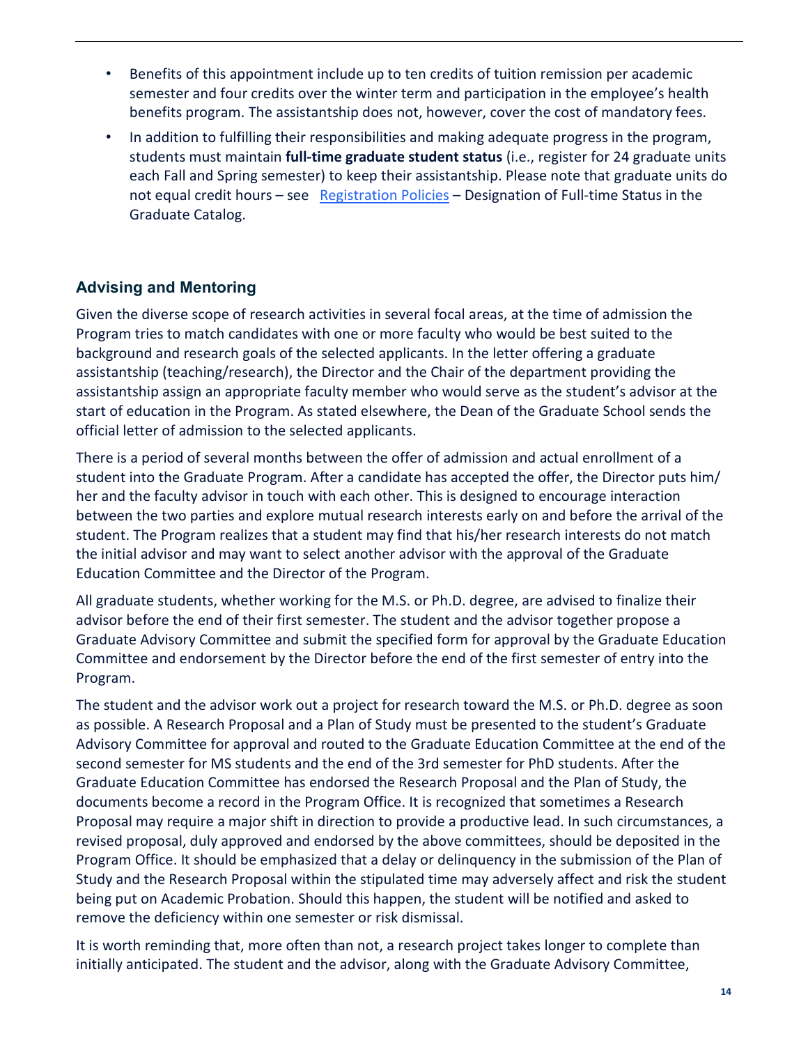- Benefits of this appointment include up to ten credits of tuition remission per academic semester and four credits over the winter term and participation in the employee's health benefits program. The assistantship does not, however, cover the cost of mandatory fees.
- In addition to fulfilling their responsibilities and making adequate progress in the program, students must maintain **full-time graduate student status** (i.e., register for 24 graduate units each Fall and Spring semester) to keep their assistantship. Please note that graduate units do not equal credit hours – see Registration Policies – Designation of Full-time Status in the Graduate Catalog.

## Advising and Mentoring

Given the diverse scope of research activities in several focal areas, at the time of admission the Program tries to match candidates with one or more faculty who would be best suited to the background and research goals of the selected applicants. In the letter offering a graduate assistantship (teaching/research), the Director and the Chair of the department providing the assistantship assign an appropriate faculty member who would serve as the student's advisor at the start of education in the Program. As stated elsewhere, the Dean of the Graduate School sends the official letter of admission to the selected applicants.

There is a period of several months between the offer of admission and actual enrollment of a student into the Graduate Program. After a candidate has accepted the offer, the Director puts him/her and the faculty advisor in touch with each other. This is designed to encourage interaction between the two parties and explore mutual research interests early on and before the arrival of the student. The Program realizes that a student may find that his/her research interests do not match the initial advisor and may want to select another advisor with the approval of the Graduate Education Committee and the Director of the Program.

All graduate students, whether working for the M.S. or Ph.D. degree, are advised to finalize their advisor before the end of their first semester. The student and the advisor together propose a Graduate Advisory Committee and submit the specified form for approval by the Graduate Education Committee and endorsement by the Director before the end of the first semester of entry into the Program.

The student and the advisor work out a project for research toward the M.S. or Ph.D. degree as soon as possible. A Research Proposal and a Plan of Study must be presented to the student's Graduate Advisory Committee for approval and routed to the Graduate Education Committee at the end of the second semester for MS students and the end of the 3rd semester for PhD students. After the Graduate Education Committee has endorsed the Research Proposal and the Plan of Study, the documents become a record in the Program Office. It is recognized that sometimes a Research Proposal may require a major shift in direction to provide a productive lead. In such circumstances, a revised proposal, duly approved and endorsed by the above committees, should be deposited in the Program Office. It should be emphasized that a delay or delinquency in the submission of the Plan of Study and the Research Proposal within the stipulated time may adversely affect and risk the student being put on Academic Probation. Should this happen, the student will be notified and asked to remove the deficiency within one semester or risk dismissal.

It is worth reminding that, more often than not, a research project takes longer to complete than initially anticipated. The student and the advisor, along with the Graduate Advisory Committee,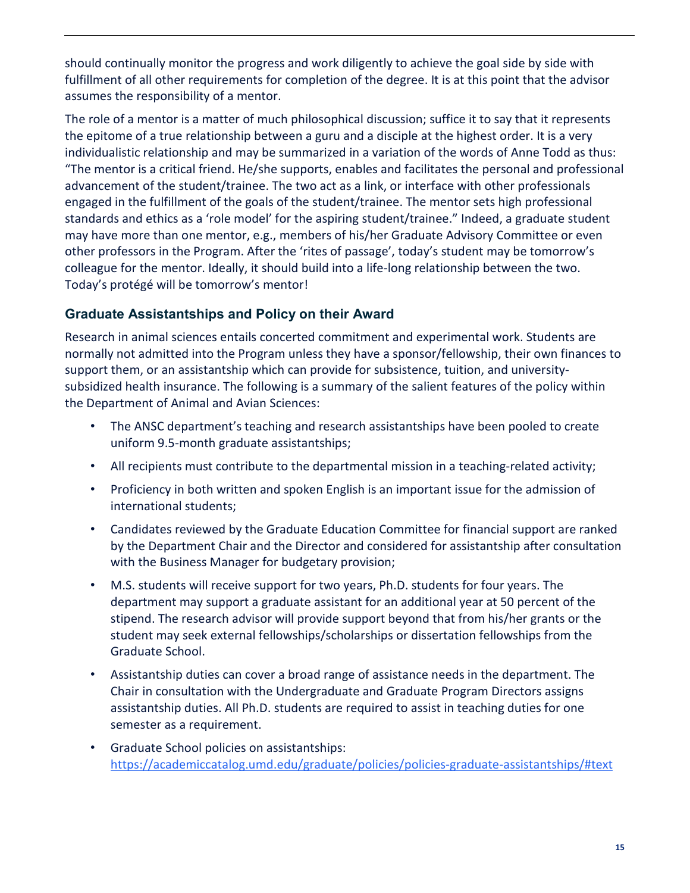should continually monitor the progress and work diligently to achieve the goal side by side with fulfillment of all other requirements for completion of the degree. It is at this point that the advisor assumes the responsibility of a mentor.

The role of a mentor is a matter of much philosophical discussion; suffice it to say that it represents the epitome of a true relationship between a guru and a disciple at the highest order. It is a very individualistic relationship and may be summarized in a variation of the words of Anne Todd as thus: "The mentor is a critical friend. He/she supports, enables and facilitates the personal and professional advancement of the student/trainee. The two act as a link, or interface with other professionals engaged in the fulfillment of the goals of the student/trainee. The mentor sets high professional standards and ethics as a 'role model' for the aspiring student/trainee." Indeed, a graduate student may have more than one mentor, e.g., members of his/her Graduate Advisory Committee or even other professors in the Program. After the 'rites of passage', today's student may be tomorrow's colleague for the mentor. Ideally, it should build into a life-long relationship between the two. Today's protégé will be tomorrow's mentor!

### Graduate Assistantships and Policy on their Award

Research in animal sciences entails concerted commitment and experimental work. Students are normally not admitted into the Program unless they have a sponsor/fellowship, their own finances to support them, or an assistantship which can provide for subsistence, tuition, and university-subsidized health insurance. The following is a summary of the salient features of the policy within the Department of Animal and Avian Sciences:

- The ANSC department's teaching and research assistantships have been pooled to create uniform 9.5-month graduate assistantships;
- All recipients must contribute to the departmental mission in a teaching-related activity;
- Proficiency in both written and spoken English is an important issue for the admission of international students;
- Candidates reviewed by the Graduate Education Committee for financial support are ranked by the Department Chair and the Director and considered for assistantship after consultation with the Business Manager for budgetary provision;
- M.S. students will receive support for two years, Ph.D. students for four years. The department may support a graduate assistant for an additional year at 50 percent of the stipend. The research advisor will provide support beyond that from his/her grants or the student may seek external fellowships/scholarships or dissertation fellowships from the Graduate School.
- Assistantship duties can cover a broad range of assistance needs in the department. The Chair in consultation with the Undergraduate and Graduate Program Directors assigns assistantship duties. All Ph.D. students are required to assist in teaching duties for one semester as a requirement.
- Graduate School policies on assistantships: https://academiccatalog.umd.edu/graduate/policies/policies-graduate-assistantships/#text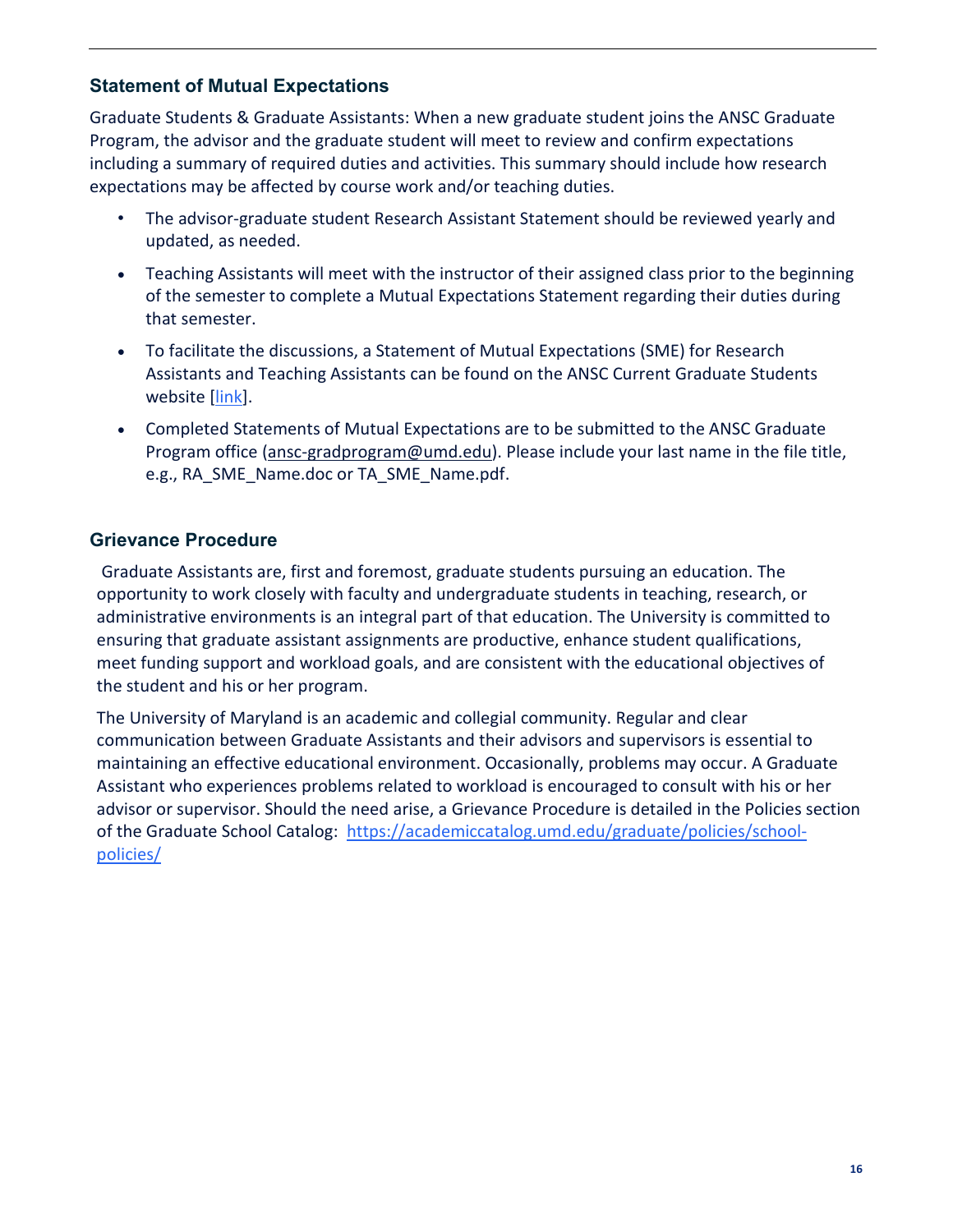## Statement of Mutual Expectations

Graduate Students & Graduate Assistants: When a new graduate student joins the ANSC Graduate Program, the advisor and the graduate student will meet to review and confirm expectations including a summary of required duties and activities. This summary should include how research expectations may be affected by course work and/or teaching duties.

- The advisor-graduate student Research Assistant Statement should be reviewed yearly and updated, as needed.
- Teaching Assistants will meet with the instructor of their assigned class prior to the beginning of the semester to complete a Mutual Expectations Statement regarding their duties during that semester.
- To facilitate the discussions, a Statement of Mutual Expectations (SME) for Research Assistants and Teaching Assistants can be found on the ANSC Current Graduate Students website [link].
- Completed Statements of Mutual Expectations are to be submitted to the ANSC Graduate Program office (ansc-gradprogram@umd.edu). Please include your last name in the file title, e.g., RA_SME_Name.doc or TA_SME_Name.pdf.

## Grievance Procedure

Graduate Assistants are, first and foremost, graduate students pursuing an education. The opportunity to work closely with faculty and undergraduate students in teaching, research, or administrative environments is an integral part of that education. The University is committed to ensuring that graduate assistant assignments are productive, enhance student qualifications, meet funding support and workload goals, and are consistent with the educational objectives of the student and his or her program.

The University of Maryland is an academic and collegial community. Regular and clear communication between Graduate Assistants and their advisors and supervisors is essential to maintaining an effective educational environment. Occasionally, problems may occur. A Graduate Assistant who experiences problems related to workload is encouraged to consult with his or her advisor or supervisor. Should the need arise, a Grievance Procedure is detailed in the Policies section of the Graduate School Catalog: https://academiccatalog.umd.edu/graduate/policies/school-policies/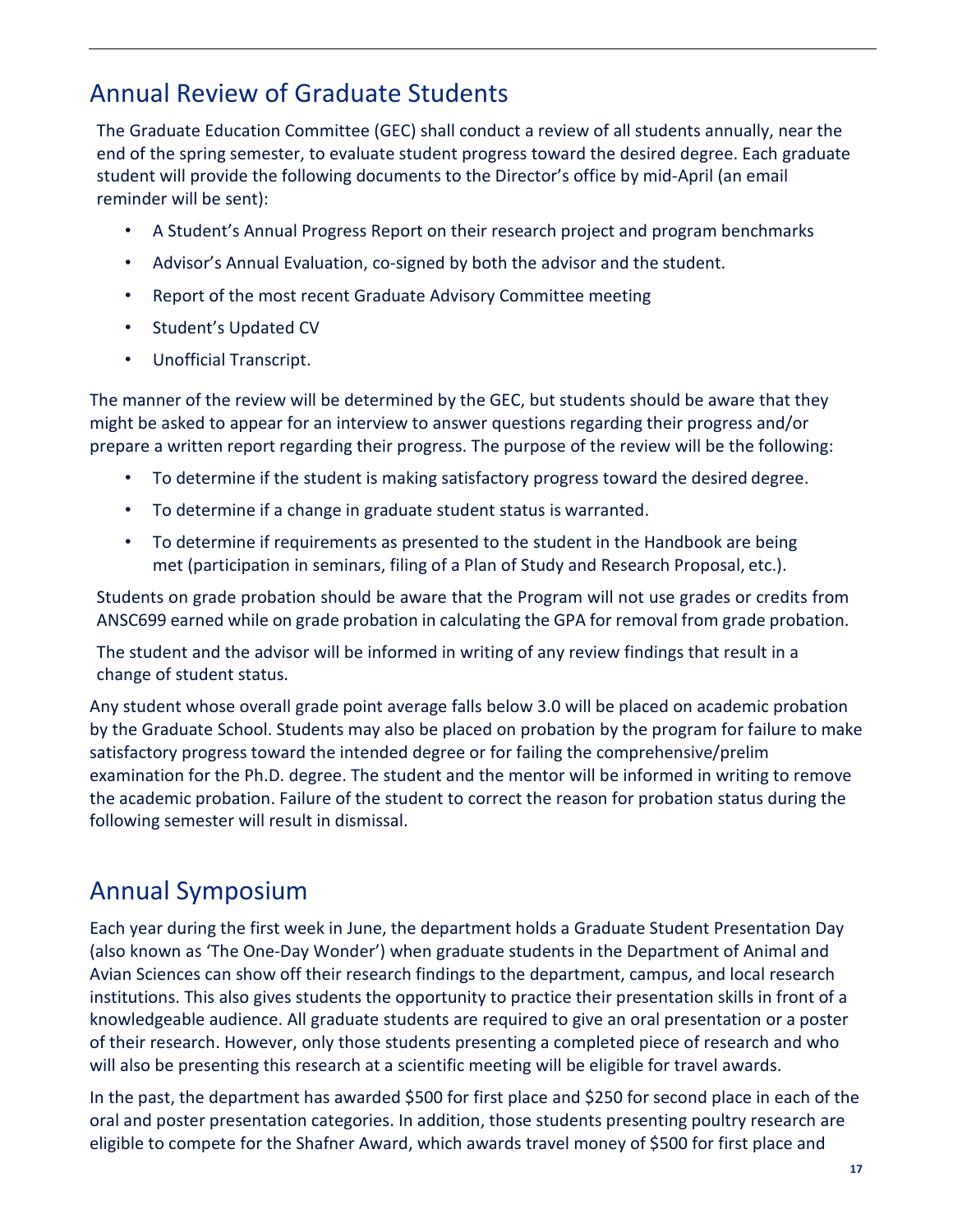## Annual Review of Graduate Students

The Graduate Education Committee (GEC) shall conduct a review of all students annually, near the end of the spring semester, to evaluate student progress toward the desired degree. Each graduate student will provide the following documents to the Director's office by mid-April (an email reminder will be sent):

- A Student's Annual Progress Report on their research project and program benchmarks
- Advisor's Annual Evaluation, co-signed by both the advisor and the student.
- Report of the most recent Graduate Advisory Committee meeting
- Student's Updated CV
- Unofficial Transcript.

The manner of the review will be determined by the GEC, but students should be aware that they might be asked to appear for an interview to answer questions regarding their progress and/or prepare a written report regarding their progress. The purpose of the review will be the following:

- To determine if the student is making satisfactory progress toward the desired degree.
- To determine if a change in graduate student status is warranted.
- To determine if requirements as presented to the student in the Handbook are being met (participation in seminars, filing of a Plan of Study and Research Proposal, etc.).

Students on grade probation should be aware that the Program will not use grades or credits from ANSC699 earned while on grade probation in calculating the GPA for removal from grade probation.

The student and the advisor will be informed in writing of any review findings that result in a change of student status.

Any student whose overall grade point average falls below 3.0 will be placed on academic probation by the Graduate School. Students may also be placed on probation by the program for failure to make satisfactory progress toward the intended degree or for failing the comprehensive/prelim examination for the Ph.D. degree. The student and the mentor will be informed in writing to remove the academic probation. Failure of the student to correct the reason for probation status during the following semester will result in dismissal.

## Annual Symposium

Each year during the first week in June, the department holds a Graduate Student Presentation Day (also known as 'The One-Day Wonder') when graduate students in the Department of Animal and Avian Sciences can show off their research findings to the department, campus, and local research institutions. This also gives students the opportunity to practice their presentation skills in front of a knowledgeable audience. All graduate students are required to give an oral presentation or a poster of their research. However, only those students presenting a completed piece of research and who will also be presenting this research at a scientific meeting will be eligible for travel awards.

In the past, the department has awarded $500 for first place and $250 for second place in each of the oral and poster presentation categories. In addition, those students presenting poultry research are eligible to compete for the Shafner Award, which awards travel money of $500 for first place and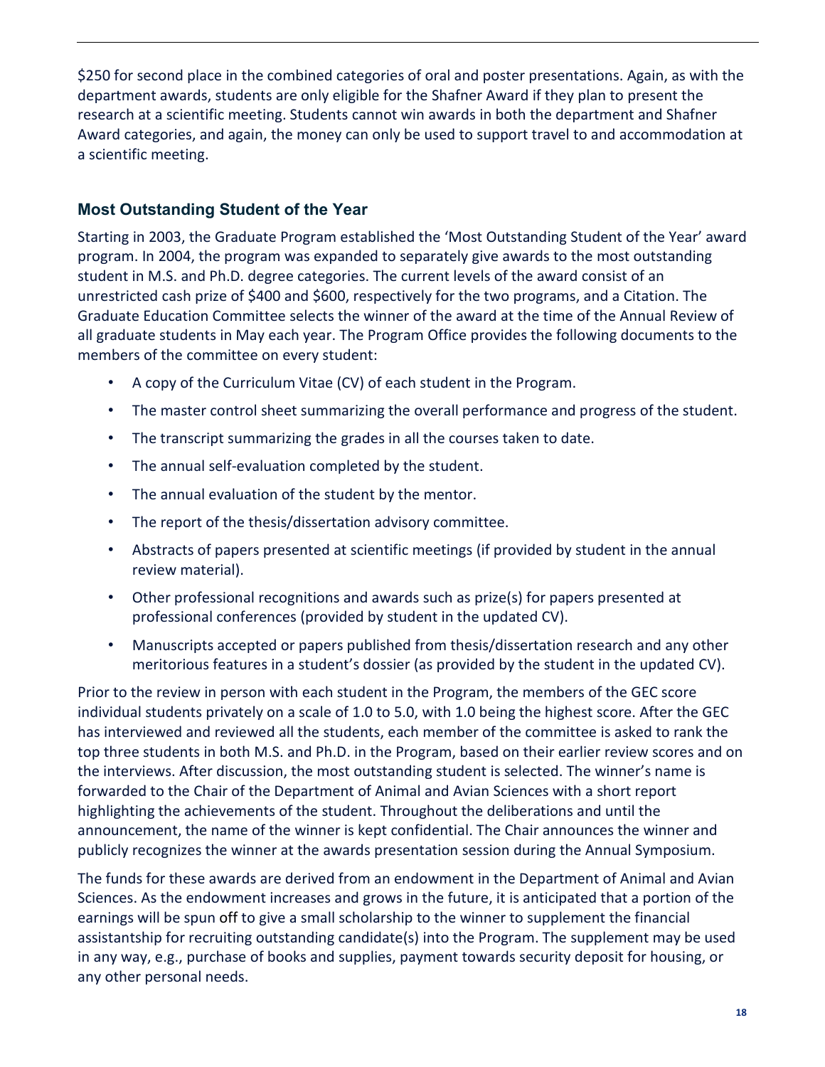$250 for second place in the combined categories of oral and poster presentations. Again, as with the department awards, students are only eligible for the Shafner Award if they plan to present the research at a scientific meeting. Students cannot win awards in both the department and Shafner Award categories, and again, the money can only be used to support travel to and accommodation at a scientific meeting.

### Most Outstanding Student of the Year

Starting in 2003, the Graduate Program established the 'Most Outstanding Student of the Year' award program. In 2004, the program was expanded to separately give awards to the most outstanding student in M.S. and Ph.D. degree categories. The current levels of the award consist of an unrestricted cash prize of $400 and $600, respectively for the two programs, and a Citation. The Graduate Education Committee selects the winner of the award at the time of the Annual Review of all graduate students in May each year. The Program Office provides the following documents to the members of the committee on every student:

- A copy of the Curriculum Vitae (CV) of each student in the Program.
- The master control sheet summarizing the overall performance and progress of the student.
- The transcript summarizing the grades in all the courses taken to date.
- The annual self-evaluation completed by the student.
- The annual evaluation of the student by the mentor.
- The report of the thesis/dissertation advisory committee.
- Abstracts of papers presented at scientific meetings (if provided by student in the annual review material).
- Other professional recognitions and awards such as prize(s) for papers presented at professional conferences (provided by student in the updated CV).
- Manuscripts accepted or papers published from thesis/dissertation research and any other meritorious features in a student's dossier (as provided by the student in the updated CV).

Prior to the review in person with each student in the Program, the members of the GEC score individual students privately on a scale of 1.0 to 5.0, with 1.0 being the highest score. After the GEC has interviewed and reviewed all the students, each member of the committee is asked to rank the top three students in both M.S. and Ph.D. in the Program, based on their earlier review scores and on the interviews. After discussion, the most outstanding student is selected. The winner's name is forwarded to the Chair of the Department of Animal and Avian Sciences with a short report highlighting the achievements of the student. Throughout the deliberations and until the announcement, the name of the winner is kept confidential. The Chair announces the winner and publicly recognizes the winner at the awards presentation session during the Annual Symposium.

The funds for these awards are derived from an endowment in the Department of Animal and Avian Sciences. As the endowment increases and grows in the future, it is anticipated that a portion of the earnings will be spun off to give a small scholarship to the winner to supplement the financial assistantship for recruiting outstanding candidate(s) into the Program. The supplement may be used in any way, e.g., purchase of books and supplies, payment towards security deposit for housing, or any other personal needs.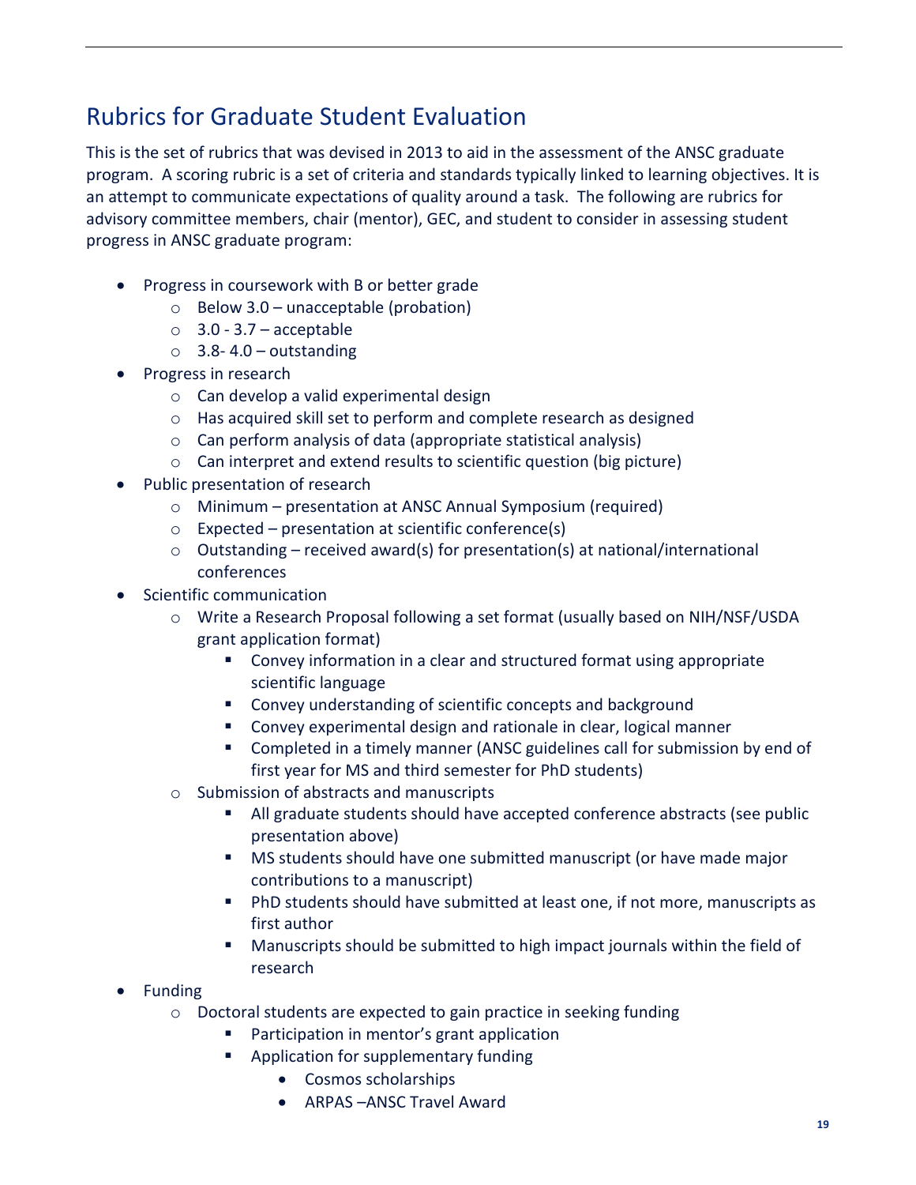## Rubrics for Graduate Student Evaluation

This is the set of rubrics that was devised in 2013 to aid in the assessment of the ANSC graduate program. A scoring rubric is a set of criteria and standards typically linked to learning objectives. It is an attempt to communicate expectations of quality around a task. The following are rubrics for advisory committee members, chair (mentor), GEC, and student to consider in assessing student progress in ANSC graduate program:

- Progress in coursework with B or better grade
  - Below 3.0 – unacceptable (probation)
  - 3.0 - 3.7 – acceptable
  - 3.8- 4.0 – outstanding
- Progress in research
  - Can develop a valid experimental design
  - Has acquired skill set to perform and complete research as designed
  - Can perform analysis of data (appropriate statistical analysis)
  - Can interpret and extend results to scientific question (big picture)
- Public presentation of research
  - Minimum – presentation at ANSC Annual Symposium (required)
  - Expected – presentation at scientific conference(s)
  - Outstanding – received award(s) for presentation(s) at national/international conferences
- Scientific communication
  - Write a Research Proposal following a set format (usually based on NIH/NSF/USDA grant application format)
    - Convey information in a clear and structured format using appropriate scientific language
    - Convey understanding of scientific concepts and background
    - Convey experimental design and rationale in clear, logical manner
    - Completed in a timely manner (ANSC guidelines call for submission by end of first year for MS and third semester for PhD students)
  - Submission of abstracts and manuscripts
    - All graduate students should have accepted conference abstracts (see public presentation above)
    - MS students should have one submitted manuscript (or have made major contributions to a manuscript)
    - PhD students should have submitted at least one, if not more, manuscripts as first author
    - Manuscripts should be submitted to high impact journals within the field of research
- Funding
  - Doctoral students are expected to gain practice in seeking funding
    - Participation in mentor's grant application
    - Application for supplementary funding
      - Cosmos scholarships
      - ARPAS –ANSC Travel Award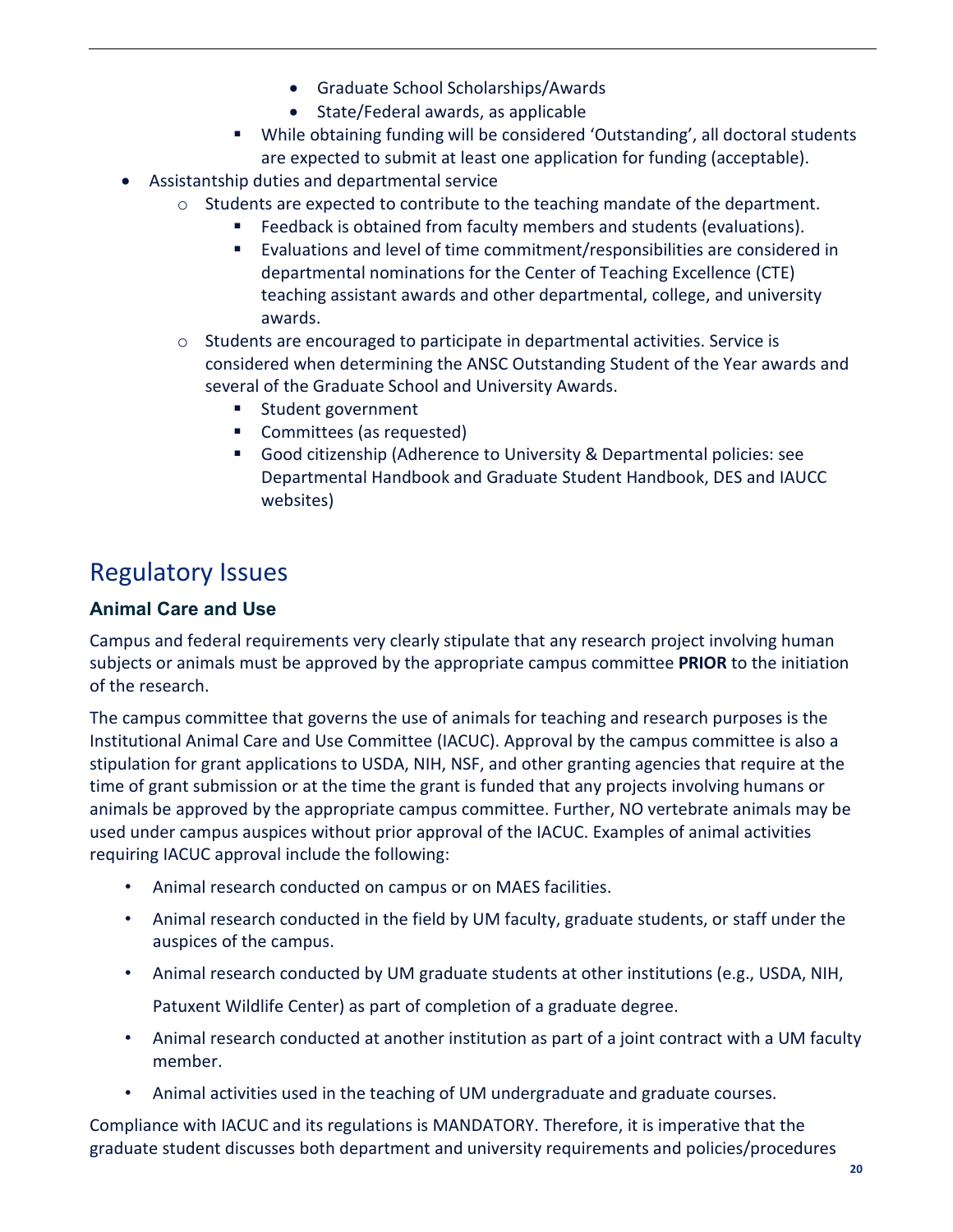- Graduate School Scholarships/Awards
        - State/Federal awards, as applicable
    - While obtaining funding will be considered 'Outstanding', all doctoral students are expected to submit at least one application for funding (acceptable).
- Assistantship duties and departmental service
    - Students are expected to contribute to the teaching mandate of the department.
        - Feedback is obtained from faculty members and students (evaluations).
        - Evaluations and level of time commitment/responsibilities are considered in departmental nominations for the Center of Teaching Excellence (CTE) teaching assistant awards and other departmental, college, and university awards.
    - Students are encouraged to participate in departmental activities. Service is considered when determining the ANSC Outstanding Student of the Year awards and several of the Graduate School and University Awards.
        - Student government
        - Committees (as requested)
        - Good citizenship (Adherence to University & Departmental policies: see Departmental Handbook and Graduate Student Handbook, DES and IAUCC websites)

# Regulatory Issues

### Animal Care and Use

Campus and federal requirements very clearly stipulate that any research project involving human subjects or animals must be approved by the appropriate campus committee **PRIOR** to the initiation of the research.

The campus committee that governs the use of animals for teaching and research purposes is the Institutional Animal Care and Use Committee (IACUC). Approval by the campus committee is also a stipulation for grant applications to USDA, NIH, NSF, and other granting agencies that require at the time of grant submission or at the time the grant is funded that any projects involving humans or animals be approved by the appropriate campus committee. Further, NO vertebrate animals may be used under campus auspices without prior approval of the IACUC. Examples of animal activities requiring IACUC approval include the following:

- Animal research conducted on campus or on MAES facilities.
- Animal research conducted in the field by UM faculty, graduate students, or staff under the auspices of the campus.
- Animal research conducted by UM graduate students at other institutions (e.g., USDA, NIH, Patuxent Wildlife Center) as part of completion of a graduate degree.
- Animal research conducted at another institution as part of a joint contract with a UM faculty member.
- Animal activities used in the teaching of UM undergraduate and graduate courses.

Compliance with IACUC and its regulations is MANDATORY. Therefore, it is imperative that the graduate student discusses both department and university requirements and policies/procedures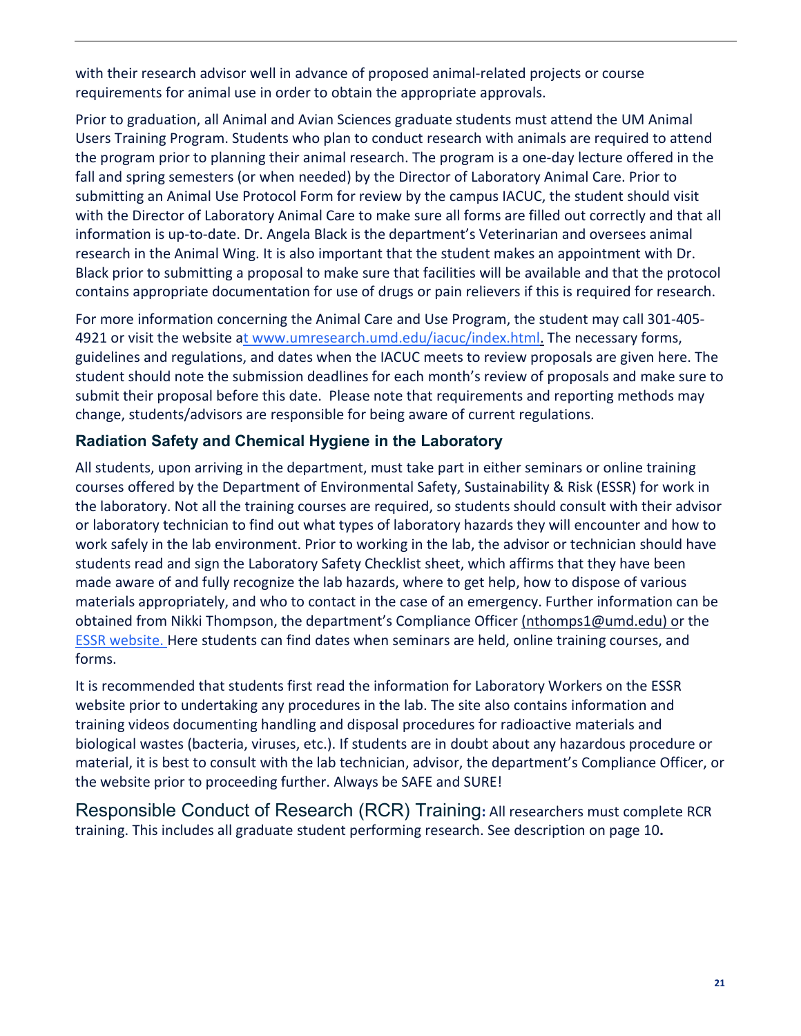with their research advisor well in advance of proposed animal-related projects or course requirements for animal use in order to obtain the appropriate approvals.

Prior to graduation, all Animal and Avian Sciences graduate students must attend the UM Animal Users Training Program. Students who plan to conduct research with animals are required to attend the program prior to planning their animal research. The program is a one-day lecture offered in the fall and spring semesters (or when needed) by the Director of Laboratory Animal Care. Prior to submitting an Animal Use Protocol Form for review by the campus IACUC, the student should visit with the Director of Laboratory Animal Care to make sure all forms are filled out correctly and that all information is up-to-date. Dr. Angela Black is the department's Veterinarian and oversees animal research in the Animal Wing. It is also important that the student makes an appointment with Dr. Black prior to submitting a proposal to make sure that facilities will be available and that the protocol contains appropriate documentation for use of drugs or pain relievers if this is required for research.

For more information concerning the Animal Care and Use Program, the student may call 301-405-4921 or visit the website at www.umresearch.umd.edu/iacuc/index.html. The necessary forms, guidelines and regulations, and dates when the IACUC meets to review proposals are given here. The student should note the submission deadlines for each month's review of proposals and make sure to submit their proposal before this date. Please note that requirements and reporting methods may change, students/advisors are responsible for being aware of current regulations.

### Radiation Safety and Chemical Hygiene in the Laboratory

All students, upon arriving in the department, must take part in either seminars or online training courses offered by the Department of Environmental Safety, Sustainability & Risk (ESSR) for work in the laboratory. Not all the training courses are required, so students should consult with their advisor or laboratory technician to find out what types of laboratory hazards they will encounter and how to work safely in the lab environment. Prior to working in the lab, the advisor or technician should have students read and sign the Laboratory Safety Checklist sheet, which affirms that they have been made aware of and fully recognize the lab hazards, where to get help, how to dispose of various materials appropriately, and who to contact in the case of an emergency. Further information can be obtained from Nikki Thompson, the department's Compliance Officer (nthomps1@umd.edu) or the ESSR website. Here students can find dates when seminars are held, online training courses, and forms.

It is recommended that students first read the information for Laboratory Workers on the ESSR website prior to undertaking any procedures in the lab. The site also contains information and training videos documenting handling and disposal procedures for radioactive materials and biological wastes (bacteria, viruses, etc.). If students are in doubt about any hazardous procedure or material, it is best to consult with the lab technician, advisor, the department's Compliance Officer, or the website prior to proceeding further. Always be SAFE and SURE!

### Responsible Conduct of Research (RCR) Training:

All researchers must complete RCR training. This includes all graduate student performing research. See description on page 10.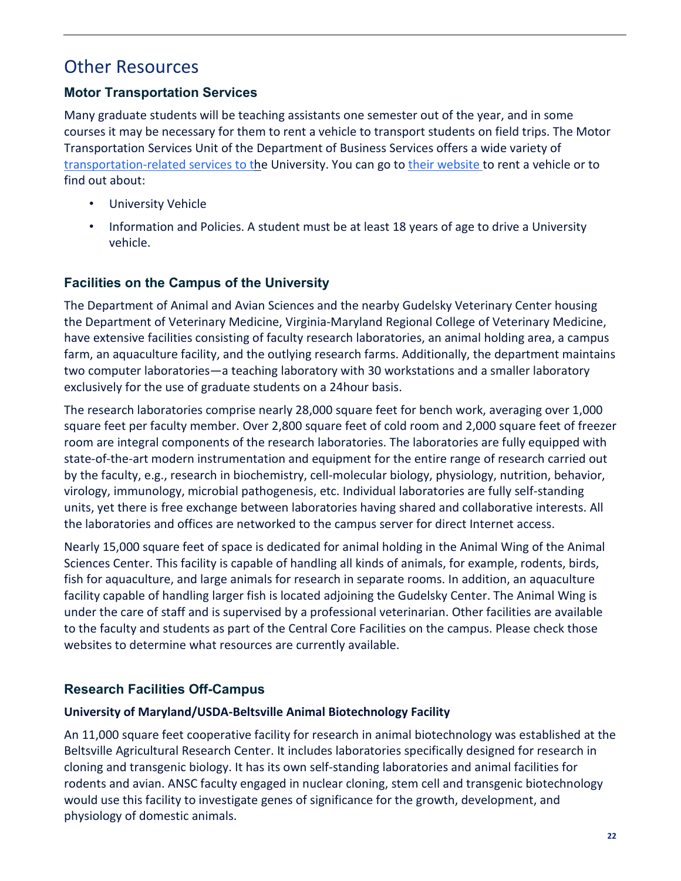# Other Resources

### Motor Transportation Services

Many graduate students will be teaching assistants one semester out of the year, and in some courses it may be necessary for them to rent a vehicle to transport students on field trips. The Motor Transportation Services Unit of the Department of Business Services offers a wide variety of transportation-related services to the University. You can go to their website to rent a vehicle or to find out about:

- University Vehicle
- Information and Policies. A student must be at least 18 years of age to drive a University vehicle.

### Facilities on the Campus of the University

The Department of Animal and Avian Sciences and the nearby Gudelsky Veterinary Center housing the Department of Veterinary Medicine, Virginia-Maryland Regional College of Veterinary Medicine, have extensive facilities consisting of faculty research laboratories, an animal holding area, a campus farm, an aquaculture facility, and the outlying research farms. Additionally, the department maintains two computer laboratories—a teaching laboratory with 30 workstations and a smaller laboratory exclusively for the use of graduate students on a 24hour basis.

The research laboratories comprise nearly 28,000 square feet for bench work, averaging over 1,000 square feet per faculty member. Over 2,800 square feet of cold room and 2,000 square feet of freezer room are integral components of the research laboratories. The laboratories are fully equipped with state-of-the-art modern instrumentation and equipment for the entire range of research carried out by the faculty, e.g., research in biochemistry, cell-molecular biology, physiology, nutrition, behavior, virology, immunology, microbial pathogenesis, etc. Individual laboratories are fully self-standing units, yet there is free exchange between laboratories having shared and collaborative interests. All the laboratories and offices are networked to the campus server for direct Internet access.

Nearly 15,000 square feet of space is dedicated for animal holding in the Animal Wing of the Animal Sciences Center. This facility is capable of handling all kinds of animals, for example, rodents, birds, fish for aquaculture, and large animals for research in separate rooms. In addition, an aquaculture facility capable of handling larger fish is located adjoining the Gudelsky Center. The Animal Wing is under the care of staff and is supervised by a professional veterinarian. Other facilities are available to the faculty and students as part of the Central Core Facilities on the campus. Please check those websites to determine what resources are currently available.

### Research Facilities Off-Campus

**University of Maryland/USDA-Beltsville Animal Biotechnology Facility**

An 11,000 square feet cooperative facility for research in animal biotechnology was established at the Beltsville Agricultural Research Center. It includes laboratories specifically designed for research in cloning and transgenic biology. It has its own self-standing laboratories and animal facilities for rodents and avian. ANSC faculty engaged in nuclear cloning, stem cell and transgenic biotechnology would use this facility to investigate genes of significance for the growth, development, and physiology of domestic animals.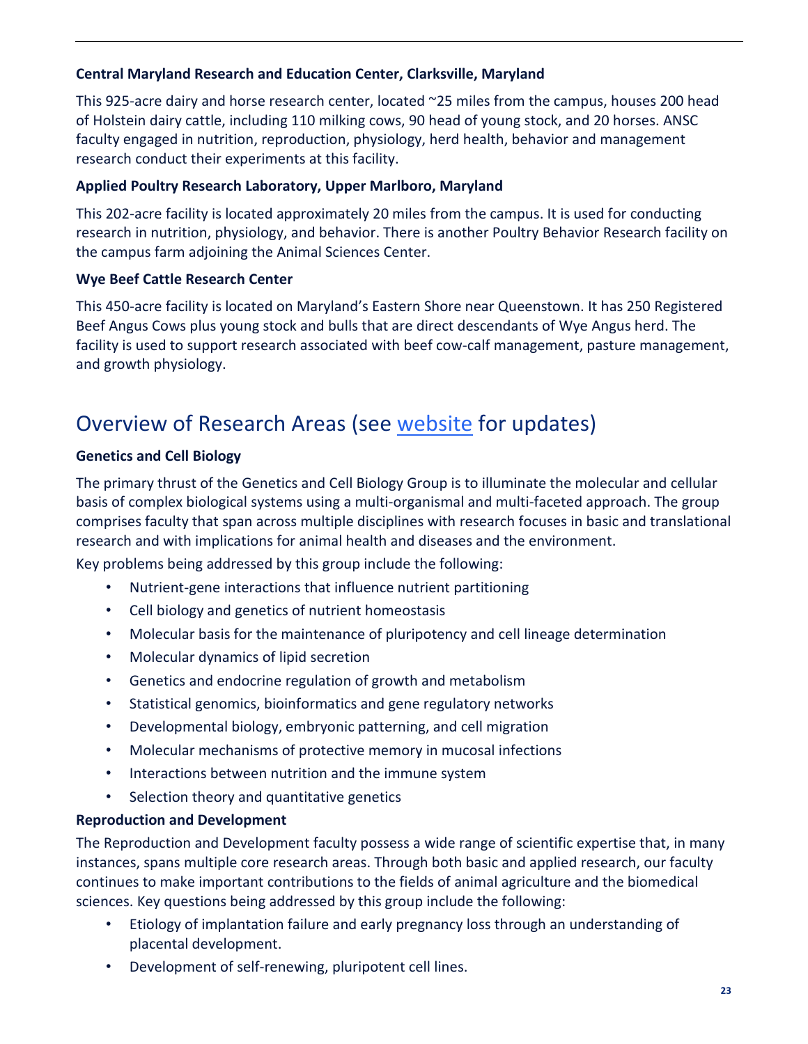### Central Maryland Research and Education Center, Clarksville, Maryland

This 925-acre dairy and horse research center, located ~25 miles from the campus, houses 200 head of Holstein dairy cattle, including 110 milking cows, 90 head of young stock, and 20 horses. ANSC faculty engaged in nutrition, reproduction, physiology, herd health, behavior and management research conduct their experiments at this facility.

### Applied Poultry Research Laboratory, Upper Marlboro, Maryland

This 202-acre facility is located approximately 20 miles from the campus. It is used for conducting research in nutrition, physiology, and behavior. There is another Poultry Behavior Research facility on the campus farm adjoining the Animal Sciences Center.

### Wye Beef Cattle Research Center

This 450-acre facility is located on Maryland's Eastern Shore near Queenstown. It has 250 Registered Beef Angus Cows plus young stock and bulls that are direct descendants of Wye Angus herd. The facility is used to support research associated with beef cow-calf management, pasture management, and growth physiology.

## Overview of Research Areas (see website for updates)

### Genetics and Cell Biology

The primary thrust of the Genetics and Cell Biology Group is to illuminate the molecular and cellular basis of complex biological systems using a multi-organismal and multi-faceted approach. The group comprises faculty that span across multiple disciplines with research focuses in basic and translational research and with implications for animal health and diseases and the environment.

Key problems being addressed by this group include the following:

- Nutrient-gene interactions that influence nutrient partitioning
- Cell biology and genetics of nutrient homeostasis
- Molecular basis for the maintenance of pluripotency and cell lineage determination
- Molecular dynamics of lipid secretion
- Genetics and endocrine regulation of growth and metabolism
- Statistical genomics, bioinformatics and gene regulatory networks
- Developmental biology, embryonic patterning, and cell migration
- Molecular mechanisms of protective memory in mucosal infections
- Interactions between nutrition and the immune system
- Selection theory and quantitative genetics

### Reproduction and Development

The Reproduction and Development faculty possess a wide range of scientific expertise that, in many instances, spans multiple core research areas. Through both basic and applied research, our faculty continues to make important contributions to the fields of animal agriculture and the biomedical sciences. Key questions being addressed by this group include the following:

- Etiology of implantation failure and early pregnancy loss through an understanding of placental development.
- Development of self-renewing, pluripotent cell lines.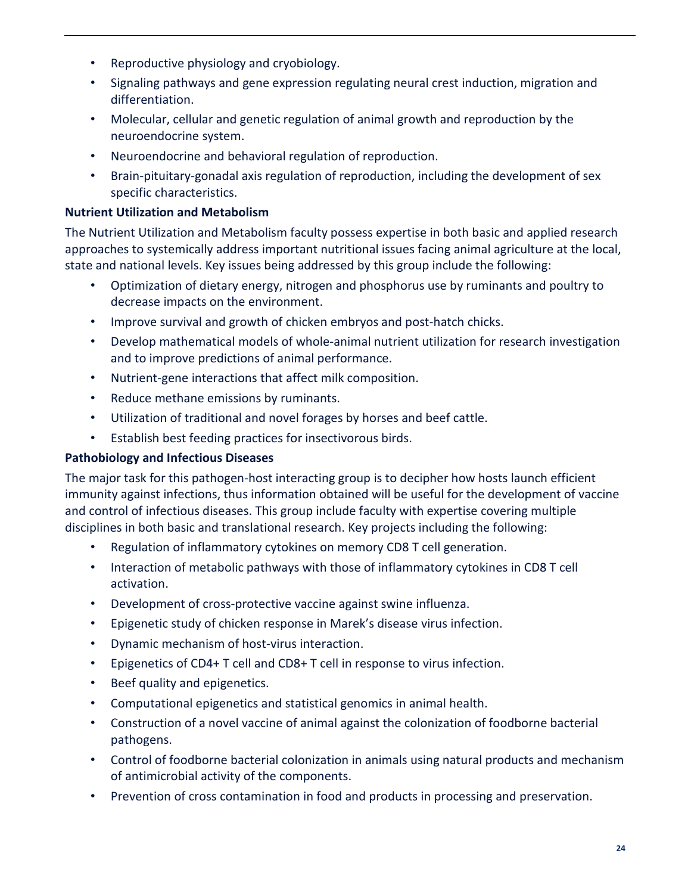- Reproductive physiology and cryobiology.
- Signaling pathways and gene expression regulating neural crest induction, migration and differentiation.
- Molecular, cellular and genetic regulation of animal growth and reproduction by the neuroendocrine system.
- Neuroendocrine and behavioral regulation of reproduction.
- Brain-pituitary-gonadal axis regulation of reproduction, including the development of sex specific characteristics.

**Nutrient Utilization and Metabolism**

The Nutrient Utilization and Metabolism faculty possess expertise in both basic and applied research approaches to systemically address important nutritional issues facing animal agriculture at the local, state and national levels. Key issues being addressed by this group include the following:

- Optimization of dietary energy, nitrogen and phosphorus use by ruminants and poultry to decrease impacts on the environment.
- Improve survival and growth of chicken embryos and post-hatch chicks.
- Develop mathematical models of whole-animal nutrient utilization for research investigation and to improve predictions of animal performance.
- Nutrient-gene interactions that affect milk composition.
- Reduce methane emissions by ruminants.
- Utilization of traditional and novel forages by horses and beef cattle.
- Establish best feeding practices for insectivorous birds.

**Pathobiology and Infectious Diseases**

The major task for this pathogen-host interacting group is to decipher how hosts launch efficient immunity against infections, thus information obtained will be useful for the development of vaccine and control of infectious diseases. This group include faculty with expertise covering multiple disciplines in both basic and translational research. Key projects including the following:

- Regulation of inflammatory cytokines on memory CD8 T cell generation.
- Interaction of metabolic pathways with those of inflammatory cytokines in CD8 T cell activation.
- Development of cross-protective vaccine against swine influenza.
- Epigenetic study of chicken response in Marek's disease virus infection.
- Dynamic mechanism of host-virus interaction.
- Epigenetics of CD4+ T cell and CD8+ T cell in response to virus infection.
- Beef quality and epigenetics.
- Computational epigenetics and statistical genomics in animal health.
- Construction of a novel vaccine of animal against the colonization of foodborne bacterial pathogens.
- Control of foodborne bacterial colonization in animals using natural products and mechanism of antimicrobial activity of the components.
- Prevention of cross contamination in food and products in processing and preservation.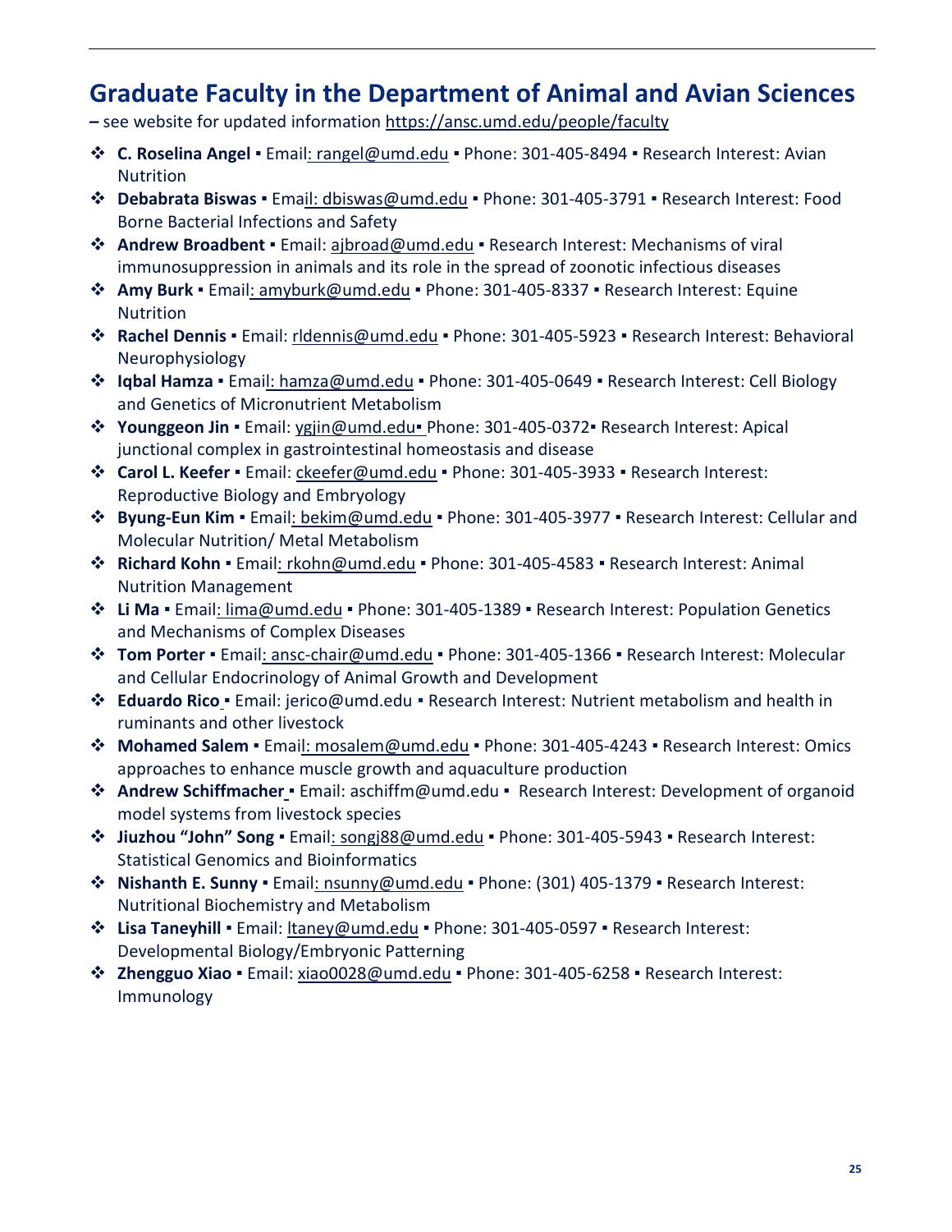## Graduate Faculty in the Department of Animal and Avian Sciences

**–** see website for updated information https://ansc.umd.edu/people/faculty

- **C. Roselina Angel** ▪ Email: rangel@umd.edu ▪ Phone: 301-405-8494 ▪ Research Interest: Avian Nutrition
- **Debabrata Biswas** ▪ Email: dbiswas@umd.edu ▪ Phone: 301-405-3791 ▪ Research Interest: Food Borne Bacterial Infections and Safety
- **Andrew Broadbent** ▪ Email: ajbroad@umd.edu ▪ Research Interest: Mechanisms of viral immunosuppression in animals and its role in the spread of zoonotic infectious diseases
- **Amy Burk** ▪ Email: amyburk@umd.edu ▪ Phone: 301-405-8337 ▪ Research Interest: Equine Nutrition
- **Rachel Dennis** ▪ Email: rldennis@umd.edu ▪ Phone: 301-405-5923 ▪ Research Interest: Behavioral Neurophysiology
- **Iqbal Hamza** ▪ Email: hamza@umd.edu ▪ Phone: 301-405-0649 ▪ Research Interest: Cell Biology and Genetics of Micronutrient Metabolism
- **Younggeon Jin** ▪ Email: ygjin@umd.edu▪ Phone: 301-405-0372▪ Research Interest: Apical junctional complex in gastrointestinal homeostasis and disease
- **Carol L. Keefer** ▪ Email: ckeefer@umd.edu ▪ Phone: 301-405-3933 ▪ Research Interest: Reproductive Biology and Embryology
- **Byung-Eun Kim** ▪ Email: bekim@umd.edu ▪ Phone: 301-405-3977 ▪ Research Interest: Cellular and Molecular Nutrition/ Metal Metabolism
- **Richard Kohn** ▪ Email: rkohn@umd.edu ▪ Phone: 301-405-4583 ▪ Research Interest: Animal Nutrition Management
- **Li Ma** ▪ Email: lima@umd.edu ▪ Phone: 301-405-1389 ▪ Research Interest: Population Genetics and Mechanisms of Complex Diseases
- **Tom Porter** ▪ Email: ansc-chair@umd.edu ▪ Phone: 301-405-1366 ▪ Research Interest: Molecular and Cellular Endocrinology of Animal Growth and Development
- **Eduardo Rico** ▪ Email: jerico@umd.edu ▪ Research Interest: Nutrient metabolism and health in ruminants and other livestock
- **Mohamed Salem** ▪ Email: mosalem@umd.edu ▪ Phone: 301-405-4243 ▪ Research Interest: Omics approaches to enhance muscle growth and aquaculture production
- **Andrew Schiffmacher** ▪ Email: aschiffm@umd.edu ▪ Research Interest: Development of organoid model systems from livestock species
- **Jiuzhou "John" Song** ▪ Email: songj88@umd.edu ▪ Phone: 301-405-5943 ▪ Research Interest: Statistical Genomics and Bioinformatics
- **Nishanth E. Sunny** ▪ Email: nsunny@umd.edu ▪ Phone: (301) 405-1379 ▪ Research Interest: Nutritional Biochemistry and Metabolism
- **Lisa Taneyhill** ▪ Email: ltaney@umd.edu ▪ Phone: 301-405-0597 ▪ Research Interest: Developmental Biology/Embryonic Patterning
- **Zhengguo Xiao** ▪ Email: xiao0028@umd.edu ▪ Phone: 301-405-6258 ▪ Research Interest: Immunology